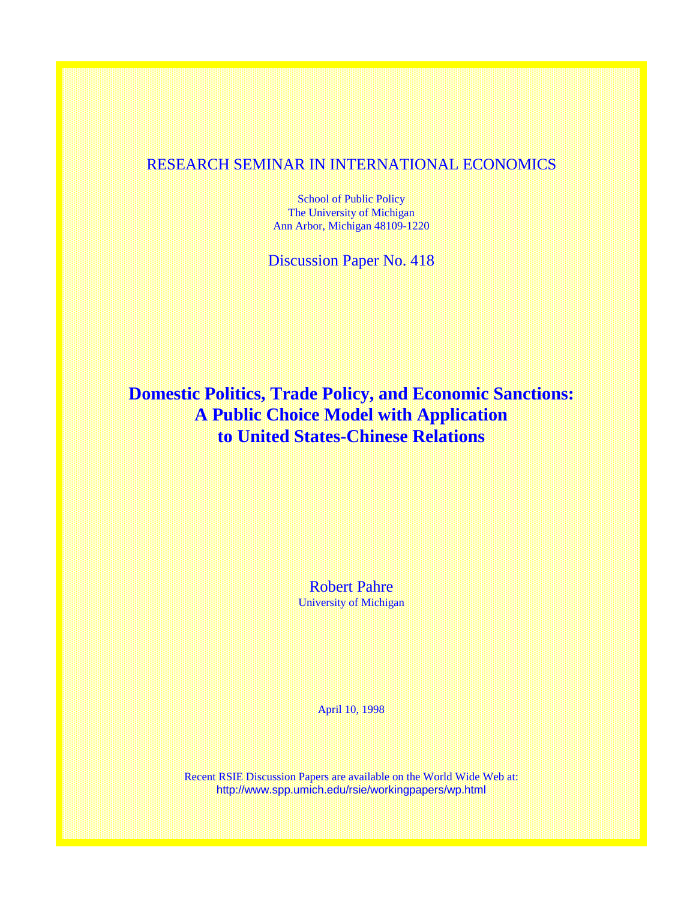RESEARCH SEMINAR IN INTERNATIONAL ECONOMICS

School of Public Policy
The University of Michigan
Ann Arbor, Michigan 48109-1220

Discussion Paper No. 418

# Domestic Politics, Trade Policy, and Economic Sanctions: A Public Choice Model with Application to United States-Chinese Relations

Robert Pahre
University of Michigan

April 10, 1998

Recent RSIE Discussion Papers are available on the World Wide Web at:
http://www.spp.umich.edu/rsie/workingpapers/wp.html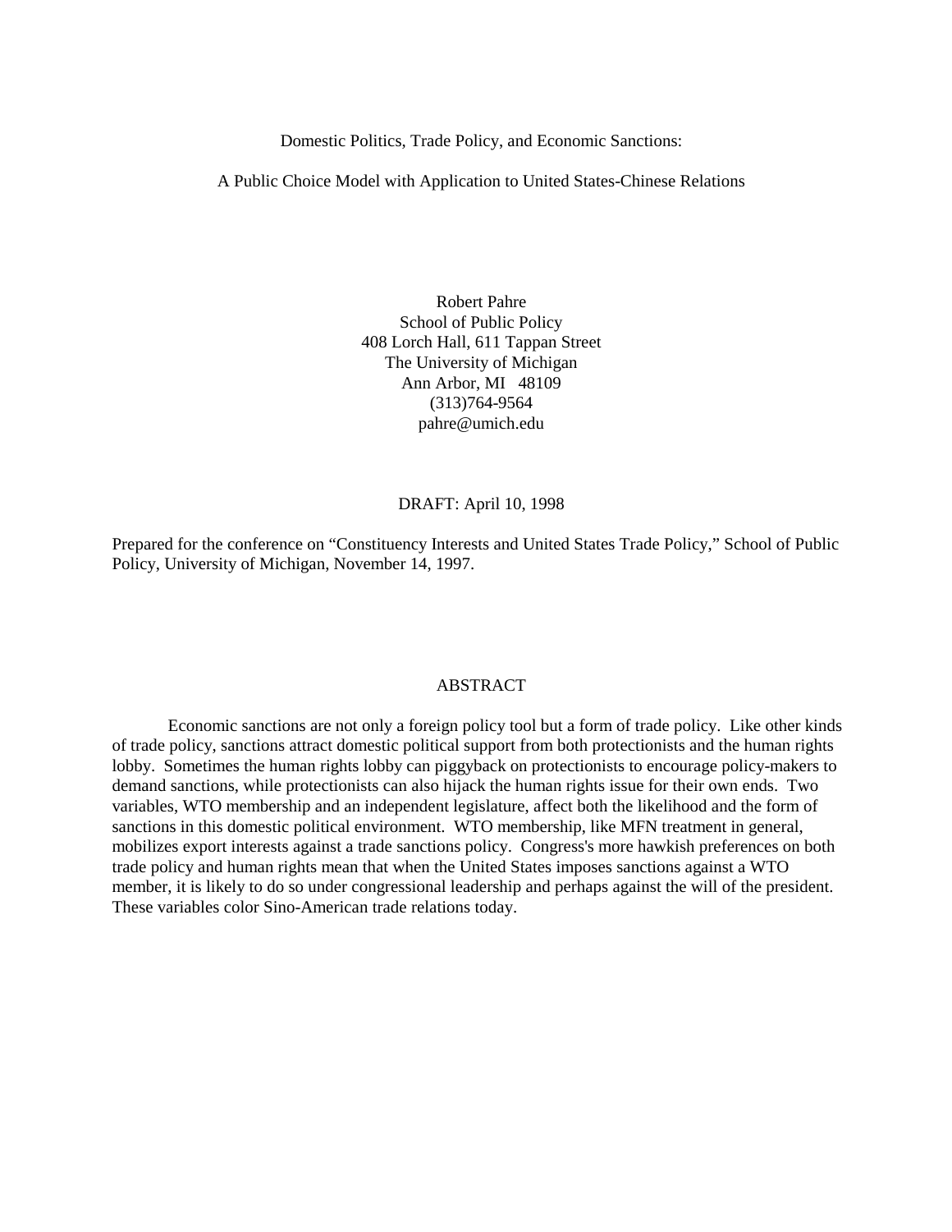Domestic Politics, Trade Policy, and Economic Sanctions:

A Public Choice Model with Application to United States-Chinese Relations

Robert Pahre
School of Public Policy
408 Lorch Hall, 611 Tappan Street
The University of Michigan
Ann Arbor, MI 48109
(313)764-9564
pahre@umich.edu

DRAFT: April 10, 1998

Prepared for the conference on "Constituency Interests and United States Trade Policy," School of Public Policy, University of Michigan, November 14, 1997.

## ABSTRACT

Economic sanctions are not only a foreign policy tool but a form of trade policy. Like other kinds of trade policy, sanctions attract domestic political support from both protectionists and the human rights lobby. Sometimes the human rights lobby can piggyback on protectionists to encourage policy-makers to demand sanctions, while protectionists can also hijack the human rights issue for their own ends. Two variables, WTO membership and an independent legislature, affect both the likelihood and the form of sanctions in this domestic political environment. WTO membership, like MFN treatment in general, mobilizes export interests against a trade sanctions policy. Congress's more hawkish preferences on both trade policy and human rights mean that when the United States imposes sanctions against a WTO member, it is likely to do so under congressional leadership and perhaps against the will of the president. These variables color Sino-American trade relations today.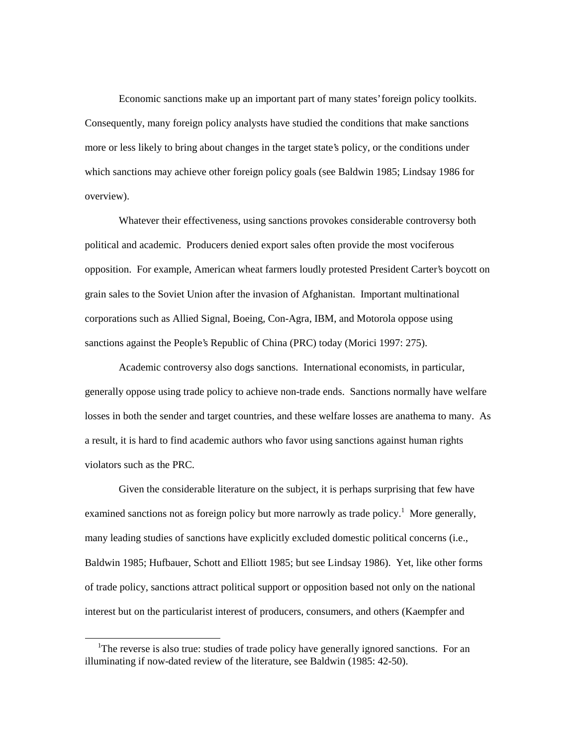Economic sanctions make up an important part of many states' foreign policy toolkits. Consequently, many foreign policy analysts have studied the conditions that make sanctions more or less likely to bring about changes in the target state's policy, or the conditions under which sanctions may achieve other foreign policy goals (see Baldwin 1985; Lindsay 1986 for overview).

Whatever their effectiveness, using sanctions provokes considerable controversy both political and academic. Producers denied export sales often provide the most vociferous opposition. For example, American wheat farmers loudly protested President Carter's boycott on grain sales to the Soviet Union after the invasion of Afghanistan. Important multinational corporations such as Allied Signal, Boeing, Con-Agra, IBM, and Motorola oppose using sanctions against the People's Republic of China (PRC) today (Morici 1997: 275).

Academic controversy also dogs sanctions. International economists, in particular, generally oppose using trade policy to achieve non-trade ends. Sanctions normally have welfare losses in both the sender and target countries, and these welfare losses are anathema to many. As a result, it is hard to find academic authors who favor using sanctions against human rights violators such as the PRC.

Given the considerable literature on the subject, it is perhaps surprising that few have examined sanctions not as foreign policy but more narrowly as trade policy.[1] More generally, many leading studies of sanctions have explicitly excluded domestic political concerns (i.e., Baldwin 1985; Hufbauer, Schott and Elliott 1985; but see Lindsay 1986). Yet, like other forms of trade policy, sanctions attract political support or opposition based not only on the national interest but on the particularist interest of producers, consumers, and others (Kaempfer and

[1] The reverse is also true: studies of trade policy have generally ignored sanctions. For an illuminating if now-dated review of the literature, see Baldwin (1985: 42-50).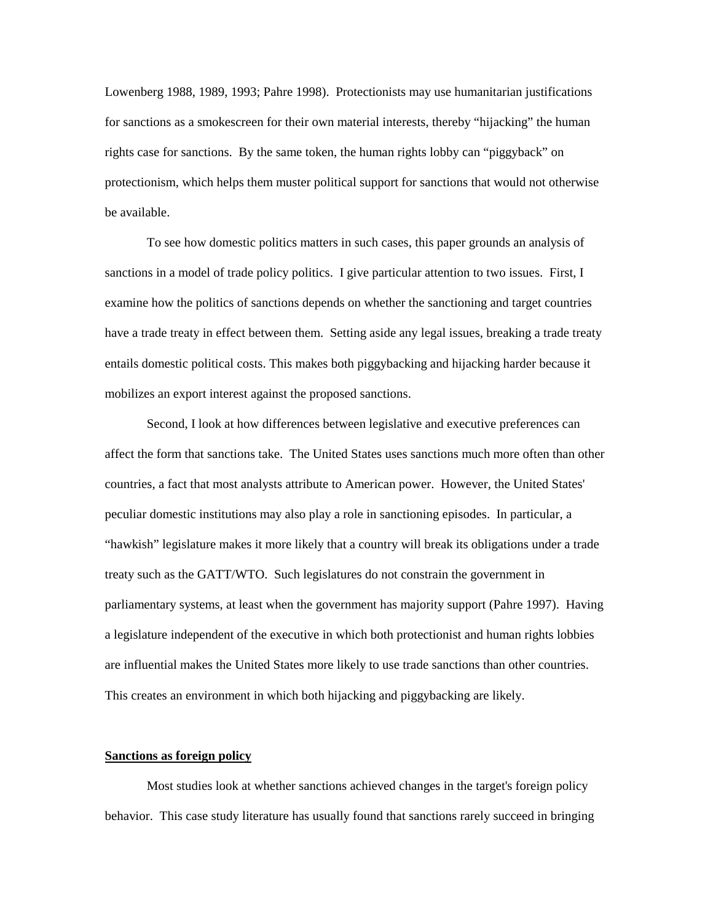Lowenberg 1988, 1989, 1993; Pahre 1998). Protectionists may use humanitarian justifications for sanctions as a smokescreen for their own material interests, thereby "hijacking" the human rights case for sanctions. By the same token, the human rights lobby can "piggyback" on protectionism, which helps them muster political support for sanctions that would not otherwise be available.

To see how domestic politics matters in such cases, this paper grounds an analysis of sanctions in a model of trade policy politics. I give particular attention to two issues. First, I examine how the politics of sanctions depends on whether the sanctioning and target countries have a trade treaty in effect between them. Setting aside any legal issues, breaking a trade treaty entails domestic political costs. This makes both piggybacking and hijacking harder because it mobilizes an export interest against the proposed sanctions.

Second, I look at how differences between legislative and executive preferences can affect the form that sanctions take. The United States uses sanctions much more often than other countries, a fact that most analysts attribute to American power. However, the United States' peculiar domestic institutions may also play a role in sanctioning episodes. In particular, a "hawkish" legislature makes it more likely that a country will break its obligations under a trade treaty such as the GATT/WTO. Such legislatures do not constrain the government in parliamentary systems, at least when the government has majority support (Pahre 1997). Having a legislature independent of the executive in which both protectionist and human rights lobbies are influential makes the United States more likely to use trade sanctions than other countries. This creates an environment in which both hijacking and piggybacking are likely.

**Sanctions as foreign policy**

Most studies look at whether sanctions achieved changes in the target's foreign policy behavior. This case study literature has usually found that sanctions rarely succeed in bringing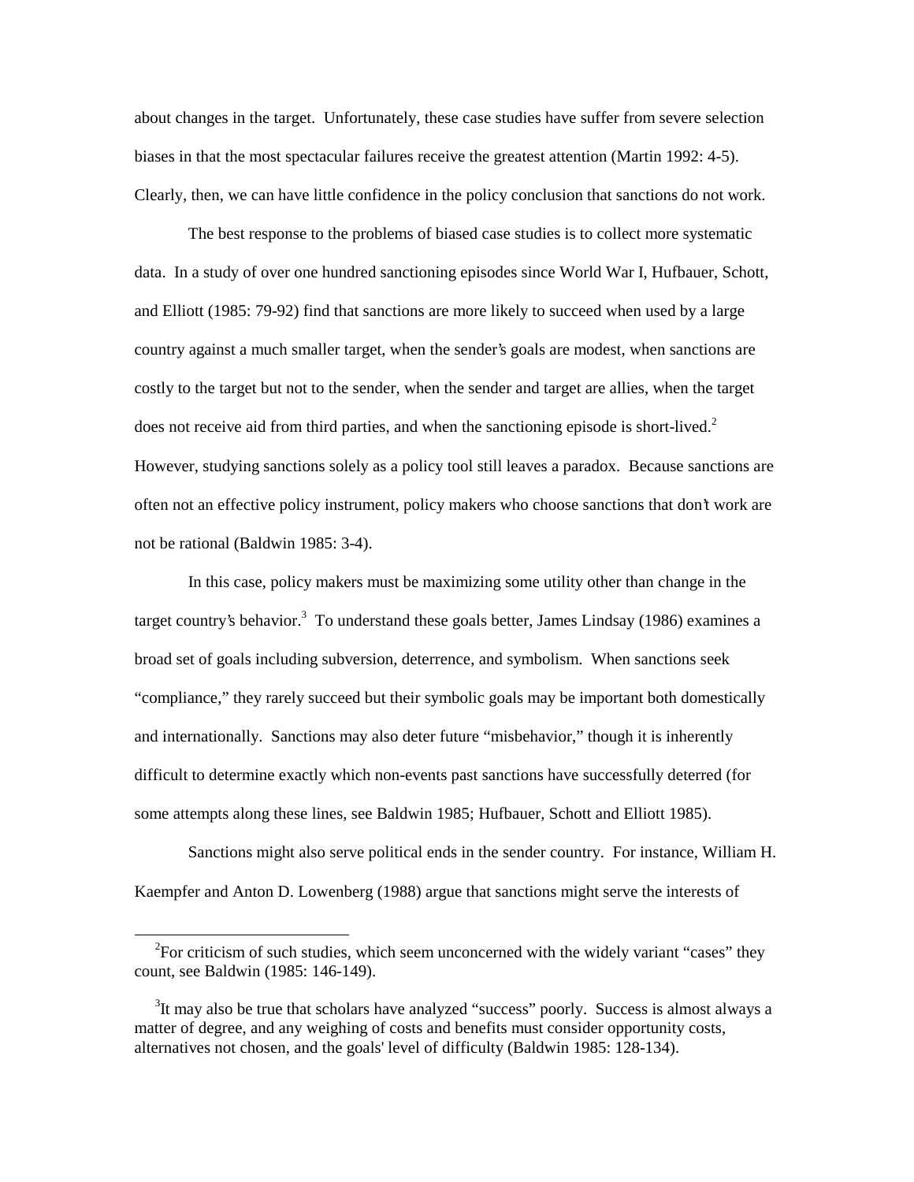about changes in the target. Unfortunately, these case studies have suffer from severe selection biases in that the most spectacular failures receive the greatest attention (Martin 1992: 4-5). Clearly, then, we can have little confidence in the policy conclusion that sanctions do not work.

The best response to the problems of biased case studies is to collect more systematic data. In a study of over one hundred sanctioning episodes since World War I, Hufbauer, Schott, and Elliott (1985: 79-92) find that sanctions are more likely to succeed when used by a large country against a much smaller target, when the sender's goals are modest, when sanctions are costly to the target but not to the sender, when the sender and target are allies, when the target does not receive aid from third parties, and when the sanctioning episode is short-lived.[2] However, studying sanctions solely as a policy tool still leaves a paradox. Because sanctions are often not an effective policy instrument, policy makers who choose sanctions that don't work are not be rational (Baldwin 1985: 3-4).

In this case, policy makers must be maximizing some utility other than change in the target country's behavior.[3] To understand these goals better, James Lindsay (1986) examines a broad set of goals including subversion, deterrence, and symbolism. When sanctions seek "compliance," they rarely succeed but their symbolic goals may be important both domestically and internationally. Sanctions may also deter future "misbehavior," though it is inherently difficult to determine exactly which non-events past sanctions have successfully deterred (for some attempts along these lines, see Baldwin 1985; Hufbauer, Schott and Elliott 1985).

Sanctions might also serve political ends in the sender country. For instance, William H. Kaempfer and Anton D. Lowenberg (1988) argue that sanctions might serve the interests of

---

[2] For criticism of such studies, which seem unconcerned with the widely variant "cases" they count, see Baldwin (1985: 146-149).

[3] It may also be true that scholars have analyzed "success" poorly. Success is almost always a matter of degree, and any weighing of costs and benefits must consider opportunity costs, alternatives not chosen, and the goals' level of difficulty (Baldwin 1985: 128-134).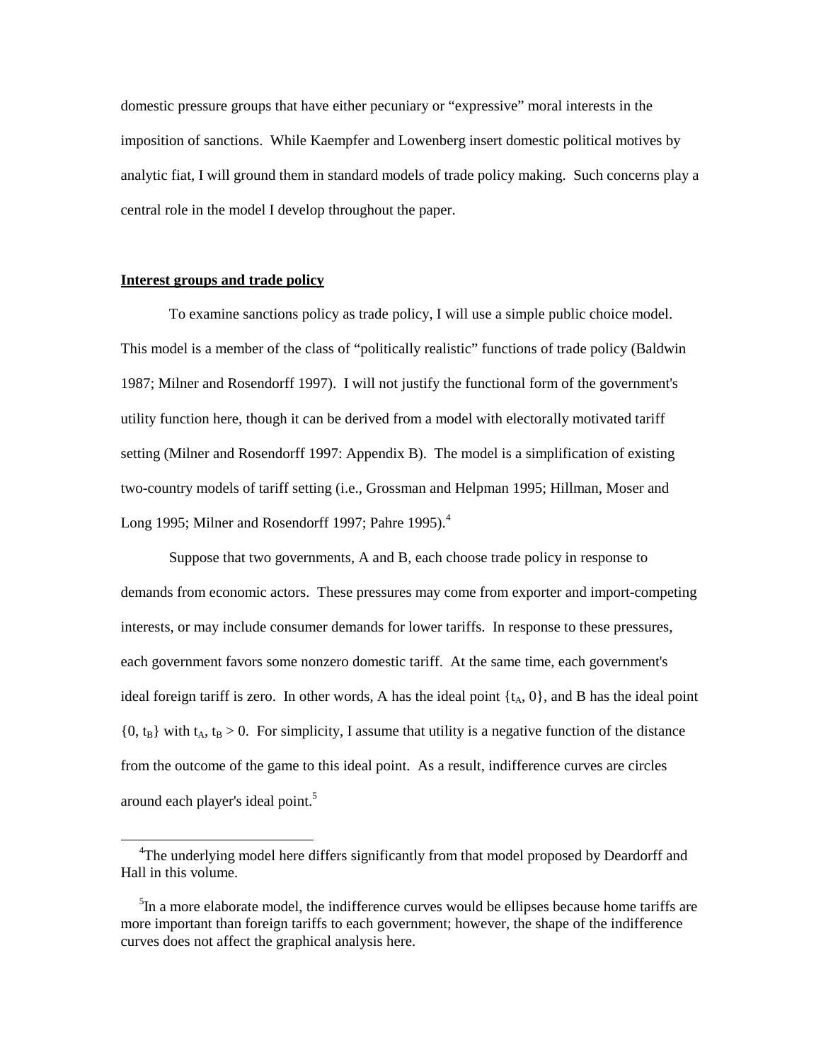domestic pressure groups that have either pecuniary or "expressive" moral interests in the imposition of sanctions. While Kaempfer and Lowenberg insert domestic political motives by analytic fiat, I will ground them in standard models of trade policy making. Such concerns play a central role in the model I develop throughout the paper.

## Interest groups and trade policy

To examine sanctions policy as trade policy, I will use a simple public choice model. This model is a member of the class of "politically realistic" functions of trade policy (Baldwin 1987; Milner and Rosendorff 1997). I will not justify the functional form of the government's utility function here, though it can be derived from a model with electorally motivated tariff setting (Milner and Rosendorff 1997: Appendix B). The model is a simplification of existing two-country models of tariff setting (i.e., Grossman and Helpman 1995; Hillman, Moser and Long 1995; Milner and Rosendorff 1997; Pahre 1995).[4]

Suppose that two governments, A and B, each choose trade policy in response to demands from economic actors. These pressures may come from exporter and import-competing interests, or may include consumer demands for lower tariffs. In response to these pressures, each government favors some nonzero domestic tariff. At the same time, each government's ideal foreign tariff is zero. In other words, A has the ideal point $\{t_A, 0\}$, and B has the ideal point $\{0, t_B\}$ with $t_A, t_B > 0$. For simplicity, I assume that utility is a negative function of the distance from the outcome of the game to this ideal point. As a result, indifference curves are circles around each player's ideal point.[5]

---

[4]The underlying model here differs significantly from that model proposed by Deardorff and Hall in this volume.

[5]In a more elaborate model, the indifference curves would be ellipses because home tariffs are more important than foreign tariffs to each government; however, the shape of the indifference curves does not affect the graphical analysis here.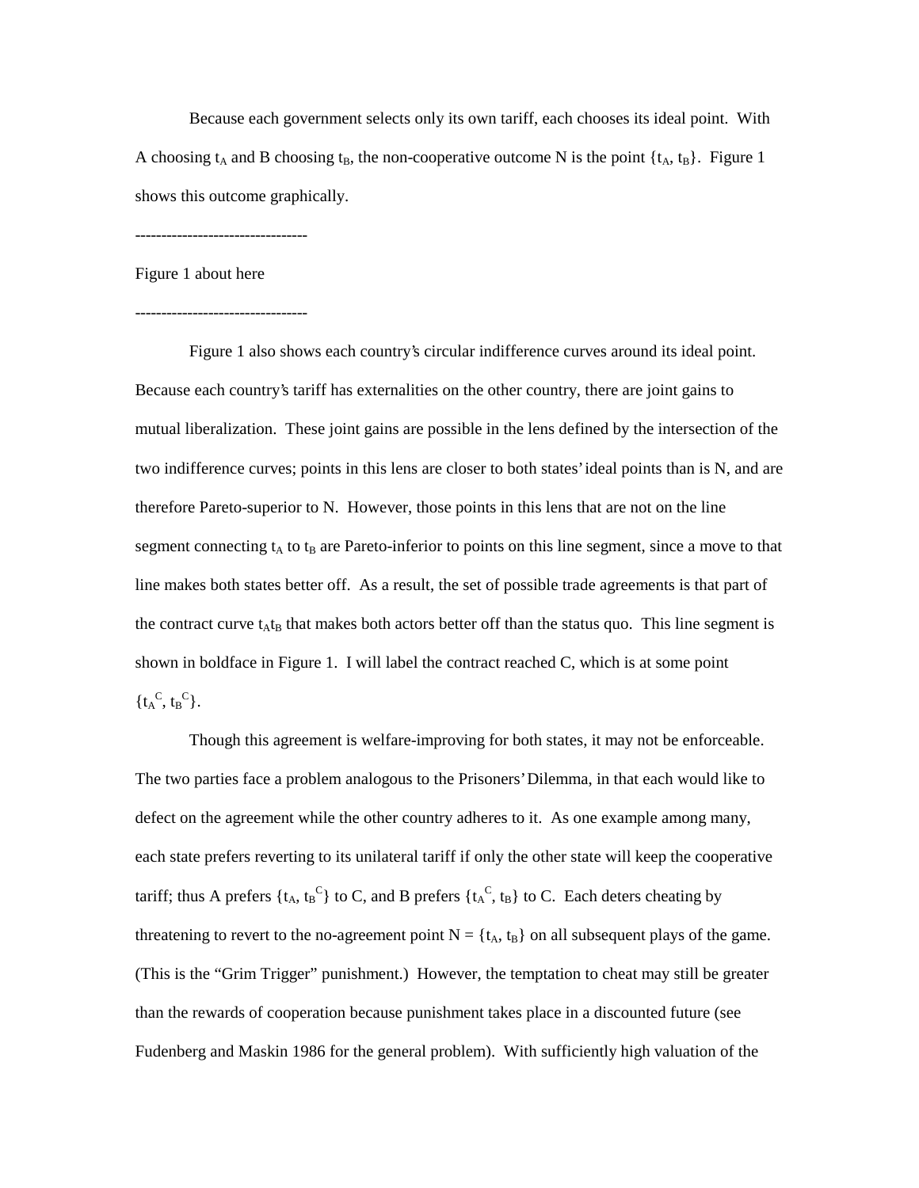Because each government selects only its own tariff, each chooses its ideal point. With A choosing $t_A$ and B choosing $t_B$, the non-cooperative outcome N is the point $\{t_A, t_B\}$. Figure 1 shows this outcome graphically.

---------------------------------

Figure 1 about here

---------------------------------

Figure 1 also shows each country's circular indifference curves around its ideal point. Because each country's tariff has externalities on the other country, there are joint gains to mutual liberalization. These joint gains are possible in the lens defined by the intersection of the two indifference curves; points in this lens are closer to both states' ideal points than is N, and are therefore Pareto-superior to N. However, those points in this lens that are not on the line segment connecting $t_A$ to $t_B$ are Pareto-inferior to points on this line segment, since a move to that line makes both states better off. As a result, the set of possible trade agreements is that part of the contract curve $t_At_B$ that makes both actors better off than the status quo. This line segment is shown in boldface in Figure 1. I will label the contract reached C, which is at some point $\{t_A^C, t_B^C\}$.

Though this agreement is welfare-improving for both states, it may not be enforceable. The two parties face a problem analogous to the Prisoners' Dilemma, in that each would like to defect on the agreement while the other country adheres to it. As one example among many, each state prefers reverting to its unilateral tariff if only the other state will keep the cooperative tariff; thus A prefers $\{t_A, t_B^C\}$ to C, and B prefers $\{t_A^C, t_B\}$ to C. Each deters cheating by threatening to revert to the no-agreement point $N = \{t_A, t_B\}$ on all subsequent plays of the game. (This is the "Grim Trigger" punishment.) However, the temptation to cheat may still be greater than the rewards of cooperation because punishment takes place in a discounted future (see Fudenberg and Maskin 1986 for the general problem). With sufficiently high valuation of the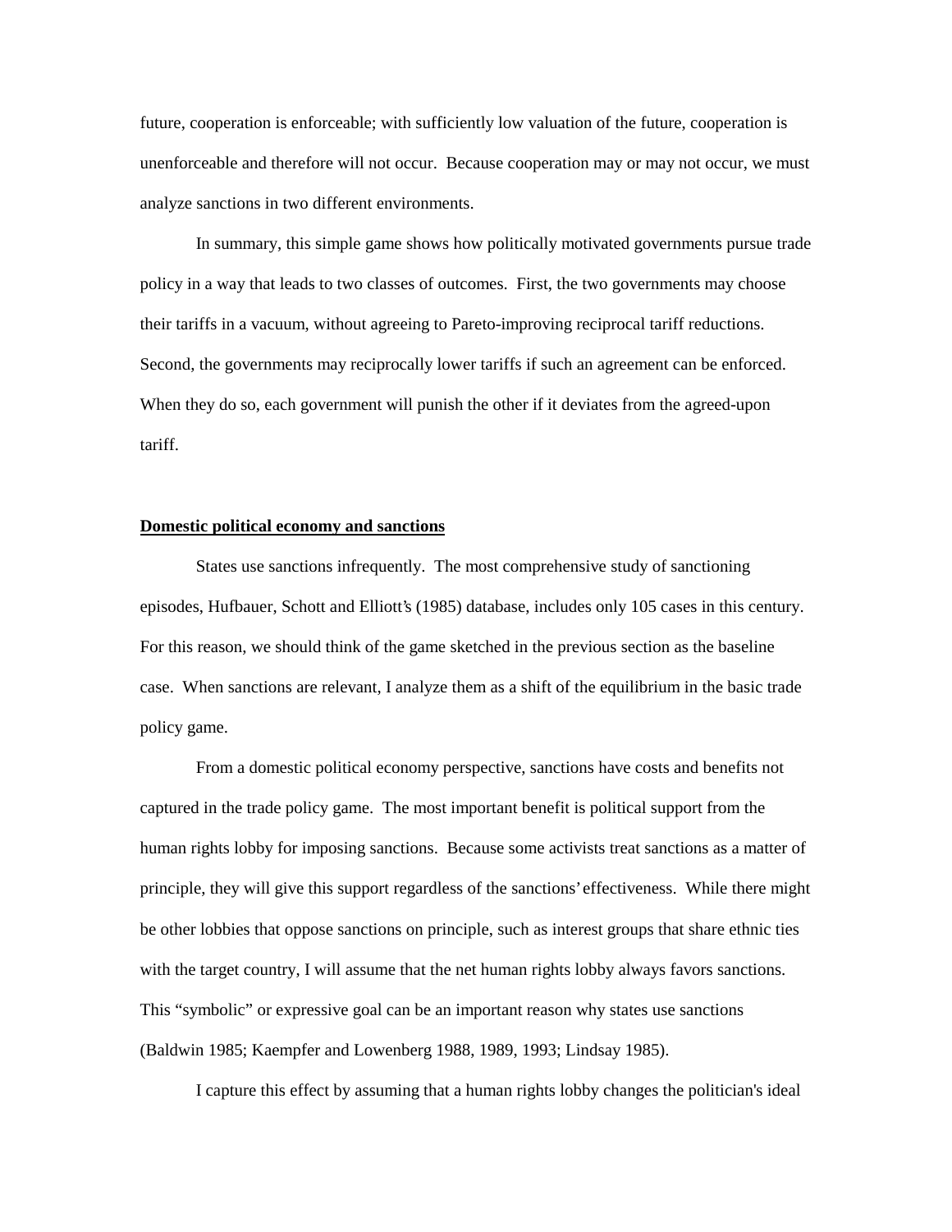future, cooperation is enforceable; with sufficiently low valuation of the future, cooperation is unenforceable and therefore will not occur. Because cooperation may or may not occur, we must analyze sanctions in two different environments.

In summary, this simple game shows how politically motivated governments pursue trade policy in a way that leads to two classes of outcomes. First, the two governments may choose their tariffs in a vacuum, without agreeing to Pareto-improving reciprocal tariff reductions. Second, the governments may reciprocally lower tariffs if such an agreement can be enforced. When they do so, each government will punish the other if it deviates from the agreed-upon tariff.

## Domestic political economy and sanctions

States use sanctions infrequently. The most comprehensive study of sanctioning episodes, Hufbauer, Schott and Elliott's (1985) database, includes only 105 cases in this century. For this reason, we should think of the game sketched in the previous section as the baseline case. When sanctions are relevant, I analyze them as a shift of the equilibrium in the basic trade policy game.

From a domestic political economy perspective, sanctions have costs and benefits not captured in the trade policy game. The most important benefit is political support from the human rights lobby for imposing sanctions. Because some activists treat sanctions as a matter of principle, they will give this support regardless of the sanctions' effectiveness. While there might be other lobbies that oppose sanctions on principle, such as interest groups that share ethnic ties with the target country, I will assume that the net human rights lobby always favors sanctions. This "symbolic" or expressive goal can be an important reason why states use sanctions (Baldwin 1985; Kaempfer and Lowenberg 1988, 1989, 1993; Lindsay 1985).

I capture this effect by assuming that a human rights lobby changes the politician's ideal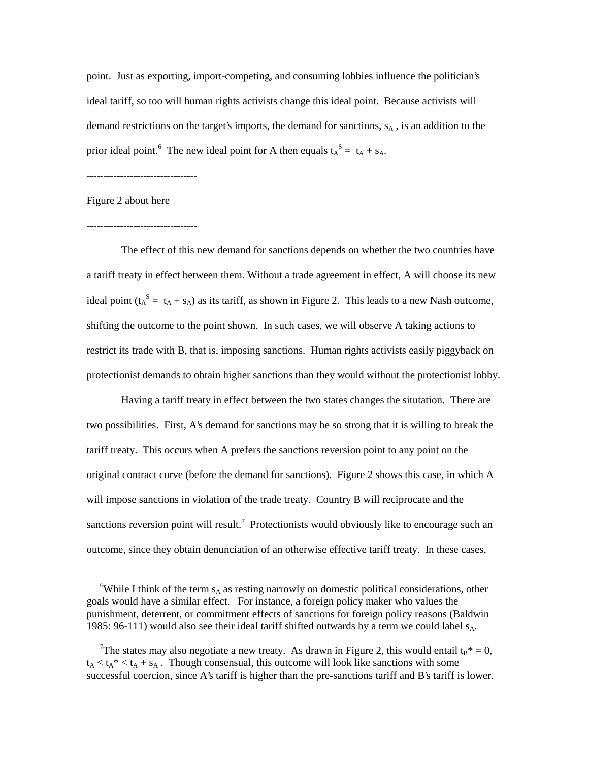point. Just as exporting, import-competing, and consuming lobbies influence the politician's ideal tariff, so too will human rights activists change this ideal point. Because activists will demand restrictions on the target's imports, the demand for sanctions, $s_A$ , is an addition to the prior ideal point.[6] The new ideal point for A then equals $t_A^S = t_A + s_A$.

--------------------------------

Figure 2 about here

--------------------------------

The effect of this new demand for sanctions depends on whether the two countries have a tariff treaty in effect between them. Without a trade agreement in effect, A will choose its new ideal point ($t_A^S = t_A + s_A$) as its tariff, as shown in Figure 2. This leads to a new Nash outcome, shifting the outcome to the point shown. In such cases, we will observe A taking actions to restrict its trade with B, that is, imposing sanctions. Human rights activists easily piggyback on protectionist demands to obtain higher sanctions than they would without the protectionist lobby.

Having a tariff treaty in effect between the two states changes the situtation. There are two possibilities. First, A's demand for sanctions may be so strong that it is willing to break the tariff treaty. This occurs when A prefers the sanctions reversion point to any point on the original contract curve (before the demand for sanctions). Figure 2 shows this case, in which A will impose sanctions in violation of the trade treaty. Country B will reciprocate and the sanctions reversion point will result.[7] Protectionists would obviously like to encourage such an outcome, since they obtain denunciation of an otherwise effective tariff treaty. In these cases,

---

[6]While I think of the term $s_A$ as resting narrowly on domestic political considerations, other goals would have a similar effect. For instance, a foreign policy maker who values the punishment, deterrent, or commitment effects of sanctions for foreign policy reasons (Baldwin 1985: 96-111) would also see their ideal tariff shifted outwards by a term we could label $s_A$.

[7]The states may also negotiate a new treaty. As drawn in Figure 2, this would entail $t_B^* = 0$, $t_A < t_A^* < t_A + s_A$ . Though consensual, this outcome will look like sanctions with some successful coercion, since A's tariff is higher than the pre-sanctions tariff and B's tariff is lower.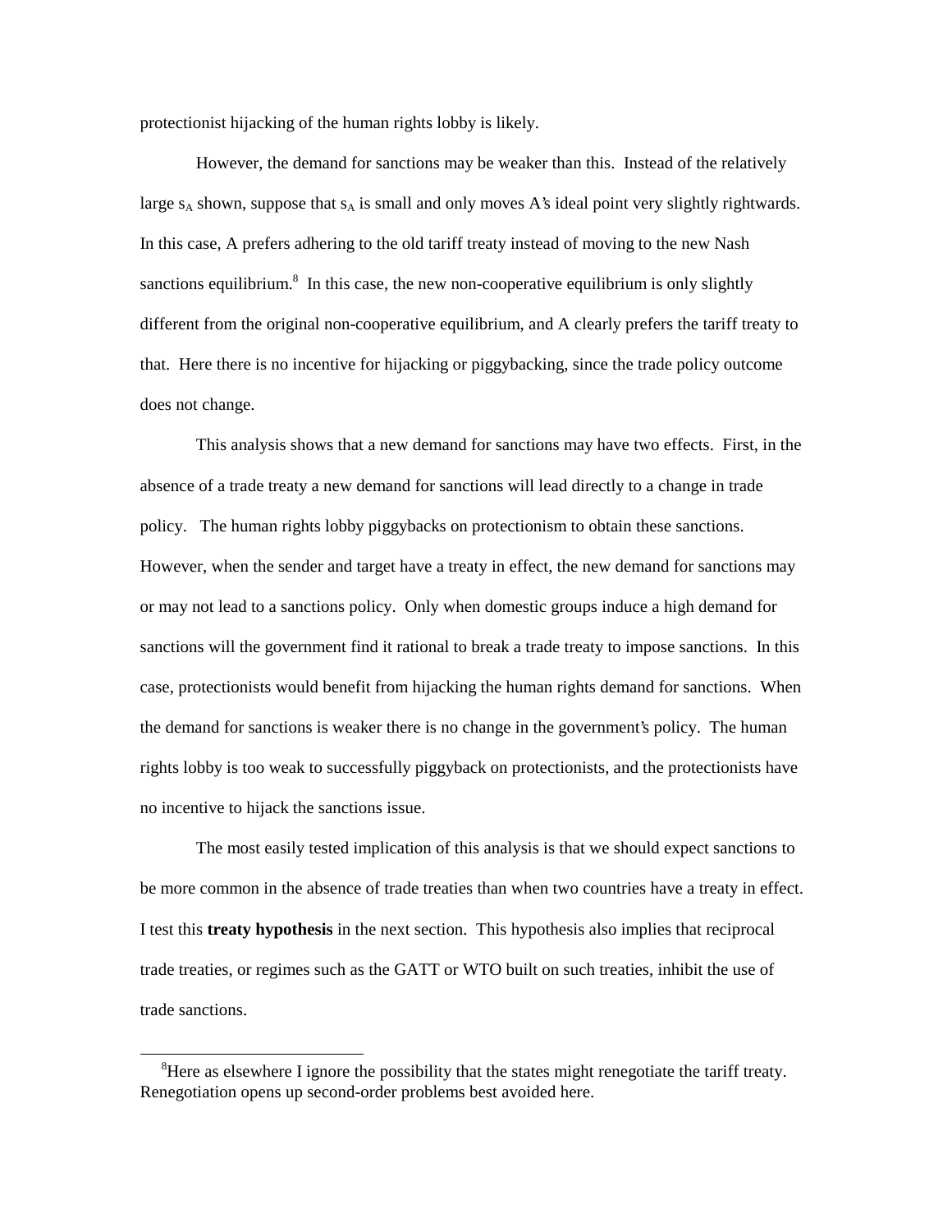protectionist hijacking of the human rights lobby is likely.

However, the demand for sanctions may be weaker than this. Instead of the relatively large $s_A$ shown, suppose that $s_A$ is small and only moves A's ideal point very slightly rightwards. In this case, A prefers adhering to the old tariff treaty instead of moving to the new Nash sanctions equilibrium.[8] In this case, the new non-cooperative equilibrium is only slightly different from the original non-cooperative equilibrium, and A clearly prefers the tariff treaty to that. Here there is no incentive for hijacking or piggybacking, since the trade policy outcome does not change.

This analysis shows that a new demand for sanctions may have two effects. First, in the absence of a trade treaty a new demand for sanctions will lead directly to a change in trade policy. The human rights lobby piggybacks on protectionism to obtain these sanctions. However, when the sender and target have a treaty in effect, the new demand for sanctions may or may not lead to a sanctions policy. Only when domestic groups induce a high demand for sanctions will the government find it rational to break a trade treaty to impose sanctions. In this case, protectionists would benefit from hijacking the human rights demand for sanctions. When the demand for sanctions is weaker there is no change in the government's policy. The human rights lobby is too weak to successfully piggyback on protectionists, and the protectionists have no incentive to hijack the sanctions issue.

The most easily tested implication of this analysis is that we should expect sanctions to be more common in the absence of trade treaties than when two countries have a treaty in effect. I test this **treaty hypothesis** in the next section. This hypothesis also implies that reciprocal trade treaties, or regimes such as the GATT or WTO built on such treaties, inhibit the use of trade sanctions.

[8] Here as elsewhere I ignore the possibility that the states might renegotiate the tariff treaty. Renegotiation opens up second-order problems best avoided here.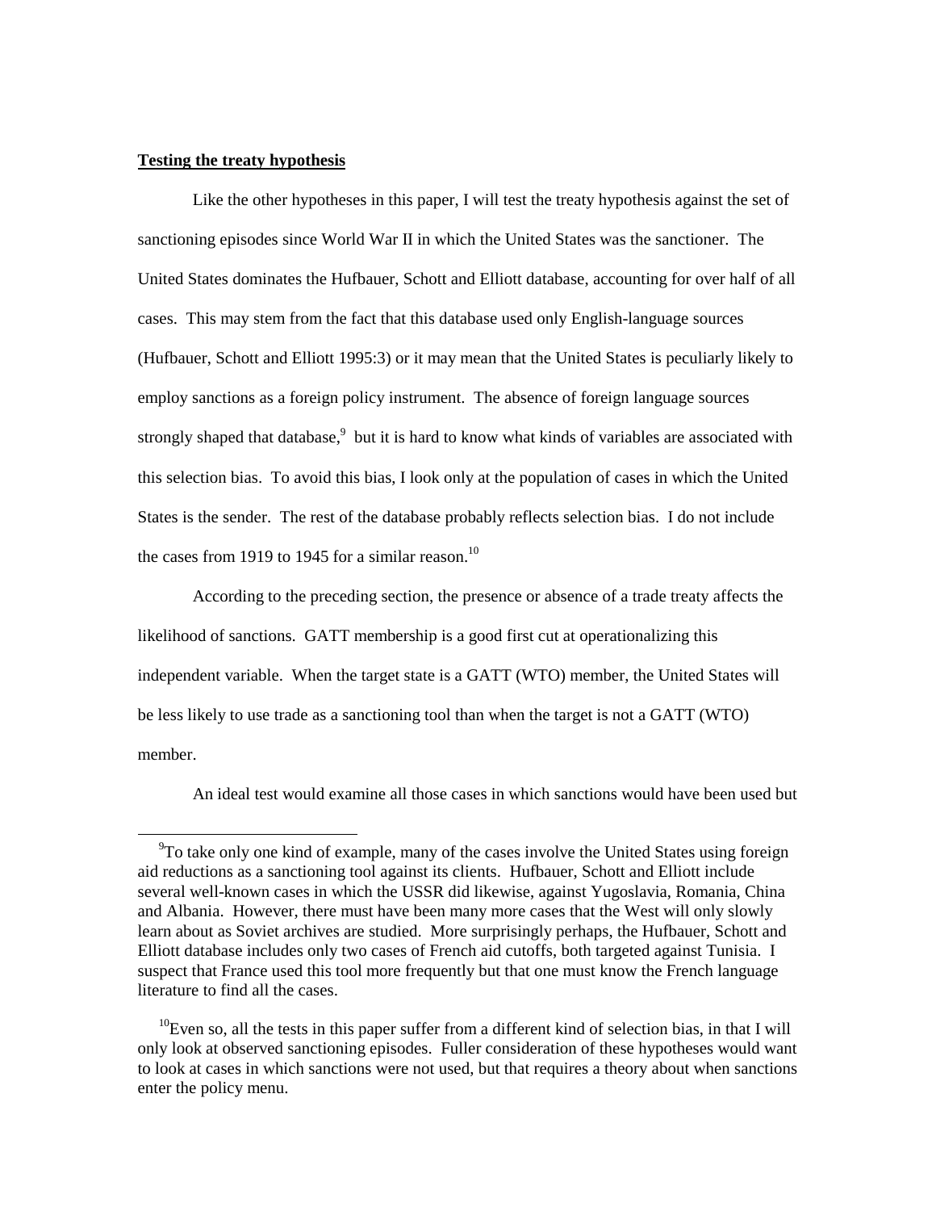**Testing the treaty hypothesis**

Like the other hypotheses in this paper, I will test the treaty hypothesis against the set of sanctioning episodes since World War II in which the United States was the sanctioner. The United States dominates the Hufbauer, Schott and Elliott database, accounting for over half of all cases. This may stem from the fact that this database used only English-language sources (Hufbauer, Schott and Elliott 1995:3) or it may mean that the United States is peculiarly likely to employ sanctions as a foreign policy instrument. The absence of foreign language sources strongly shaped that database,[9] but it is hard to know what kinds of variables are associated with this selection bias. To avoid this bias, I look only at the population of cases in which the United States is the sender. The rest of the database probably reflects selection bias. I do not include the cases from 1919 to 1945 for a similar reason.[10]

According to the preceding section, the presence or absence of a trade treaty affects the likelihood of sanctions. GATT membership is a good first cut at operationalizing this independent variable. When the target state is a GATT (WTO) member, the United States will be less likely to use trade as a sanctioning tool than when the target is not a GATT (WTO) member.

An ideal test would examine all those cases in which sanctions would have been used but

[9] To take only one kind of example, many of the cases involve the United States using foreign aid reductions as a sanctioning tool against its clients. Hufbauer, Schott and Elliott include several well-known cases in which the USSR did likewise, against Yugoslavia, Romania, China and Albania. However, there must have been many more cases that the West will only slowly learn about as Soviet archives are studied. More surprisingly perhaps, the Hufbauer, Schott and Elliott database includes only two cases of French aid cutoffs, both targeted against Tunisia. I suspect that France used this tool more frequently but that one must know the French language literature to find all the cases.

[10] Even so, all the tests in this paper suffer from a different kind of selection bias, in that I will only look at observed sanctioning episodes. Fuller consideration of these hypotheses would want to look at cases in which sanctions were not used, but that requires a theory about when sanctions enter the policy menu.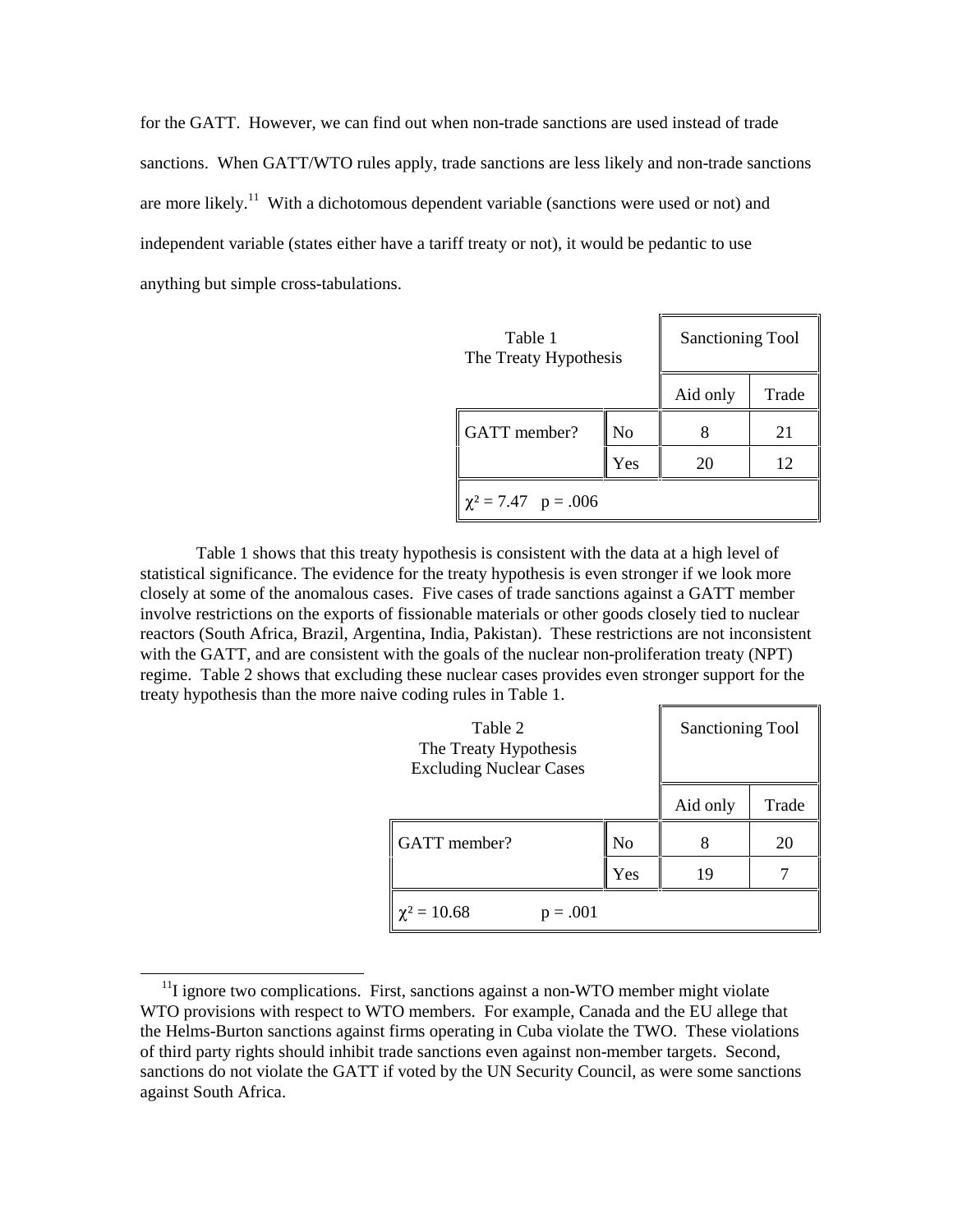for the GATT. However, we can find out when non-trade sanctions are used instead of trade sanctions. When GATT/WTO rules apply, trade sanctions are less likely and non-trade sanctions are more likely.[11] With a dichotomous dependent variable (sanctions were used or not) and independent variable (states either have a tariff treaty or not), it would be pedantic to use anything but simple cross-tabulations.

| Table 1 The Treaty Hypothesis | | Sanctioning Tool | |
|---|---|---|---|
| | | Aid only | Trade |
| GATT member? | No | 8 | 21 |
| | Yes | 20 | 12 |
| $\chi^2 = 7.47$ $p = .006$ | | | |

Table 1 shows that this treaty hypothesis is consistent with the data at a high level of statistical significance. The evidence for the treaty hypothesis is even stronger if we look more closely at some of the anomalous cases. Five cases of trade sanctions against a GATT member involve restrictions on the exports of fissionable materials or other goods closely tied to nuclear reactors (South Africa, Brazil, Argentina, India, Pakistan). These restrictions are not inconsistent with the GATT, and are consistent with the goals of the nuclear non-proliferation treaty (NPT) regime. Table 2 shows that excluding these nuclear cases provides even stronger support for the treaty hypothesis than the more naive coding rules in Table 1.

| Table 2 The Treaty Hypothesis Excluding Nuclear Cases | | Sanctioning Tool | |
|---|---|---|---|
| | | Aid only | Trade |
| GATT member? | No | 8 | 20 |
| | Yes | 19 | 7 |
| $\chi^2 = 10.68$ $p = .001$ | | | |

[11]I ignore two complications. First, sanctions against a non-WTO member might violate WTO provisions with respect to WTO members. For example, Canada and the EU allege that the Helms-Burton sanctions against firms operating in Cuba violate the TWO. These violations of third party rights should inhibit trade sanctions even against non-member targets. Second, sanctions do not violate the GATT if voted by the UN Security Council, as were some sanctions against South Africa.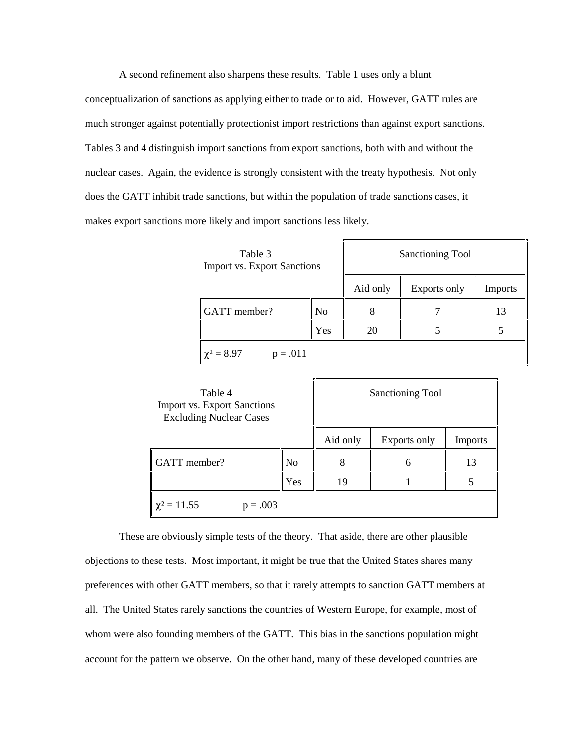A second refinement also sharpens these results. Table 1 uses only a blunt conceptualization of sanctions as applying either to trade or to aid. However, GATT rules are much stronger against potentially protectionist import restrictions than against export sanctions. Tables 3 and 4 distinguish import sanctions from export sanctions, both with and without the nuclear cases. Again, the evidence is strongly consistent with the treaty hypothesis. Not only does the GATT inhibit trade sanctions, but within the population of trade sanctions cases, it makes export sanctions more likely and import sanctions less likely.

Table 3
Import vs. Export Sanctions

| | | Sanctioning Tool | | |
|---|---|---|---|---|
| | | Aid only | Exports only | Imports |
| GATT member? | No | 8 | 7 | 13 |
| | Yes | 20 | 5 | 5 |
| $\chi^2 = 8.97$ $p = .011$ | | | | |

Table 4
Import vs. Export Sanctions
Excluding Nuclear Cases

| | | Sanctioning Tool | | |
|---|---|---|---|---|
| | | Aid only | Exports only | Imports |
| GATT member? | No | 8 | 6 | 13 |
| | Yes | 19 | 1 | 5 |
| $\chi^2 = 11.55$ $p = .003$ | | | | |

These are obviously simple tests of the theory. That aside, there are other plausible objections to these tests. Most important, it might be true that the United States shares many preferences with other GATT members, so that it rarely attempts to sanction GATT members at all. The United States rarely sanctions the countries of Western Europe, for example, most of whom were also founding members of the GATT. This bias in the sanctions population might account for the pattern we observe. On the other hand, many of these developed countries are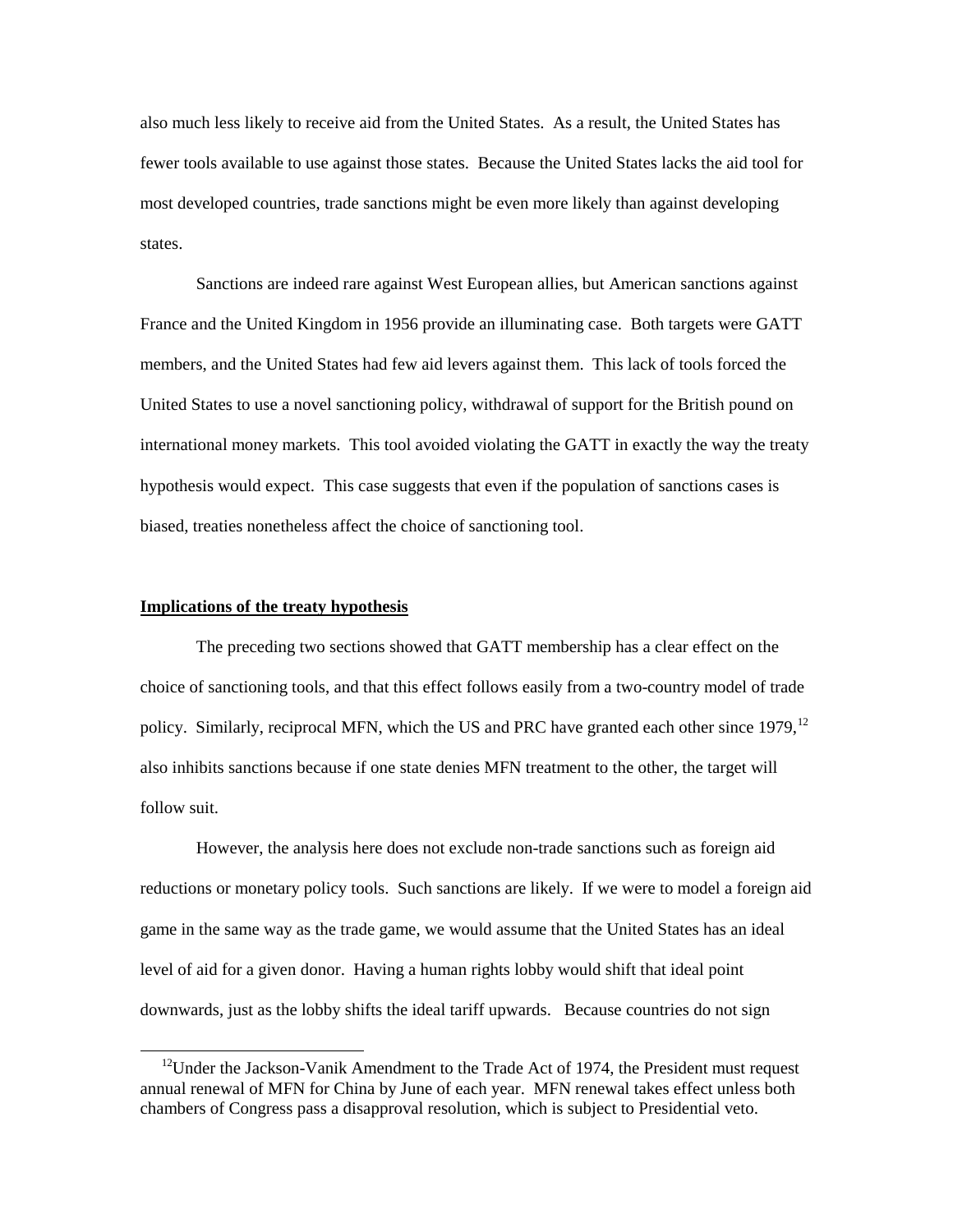also much less likely to receive aid from the United States. As a result, the United States has fewer tools available to use against those states. Because the United States lacks the aid tool for most developed countries, trade sanctions might be even more likely than against developing states.

Sanctions are indeed rare against West European allies, but American sanctions against France and the United Kingdom in 1956 provide an illuminating case. Both targets were GATT members, and the United States had few aid levers against them. This lack of tools forced the United States to use a novel sanctioning policy, withdrawal of support for the British pound on international money markets. This tool avoided violating the GATT in exactly the way the treaty hypothesis would expect. This case suggests that even if the population of sanctions cases is biased, treaties nonetheless affect the choice of sanctioning tool.

**Implications of the treaty hypothesis**

The preceding two sections showed that GATT membership has a clear effect on the choice of sanctioning tools, and that this effect follows easily from a two-country model of trade policy. Similarly, reciprocal MFN, which the US and PRC have granted each other since 1979,[12] also inhibits sanctions because if one state denies MFN treatment to the other, the target will follow suit.

However, the analysis here does not exclude non-trade sanctions such as foreign aid reductions or monetary policy tools. Such sanctions are likely. If we were to model a foreign aid game in the same way as the trade game, we would assume that the United States has an ideal level of aid for a given donor. Having a human rights lobby would shift that ideal point downwards, just as the lobby shifts the ideal tariff upwards. Because countries do not sign

[12] Under the Jackson-Vanik Amendment to the Trade Act of 1974, the President must request annual renewal of MFN for China by June of each year. MFN renewal takes effect unless both chambers of Congress pass a disapproval resolution, which is subject to Presidential veto.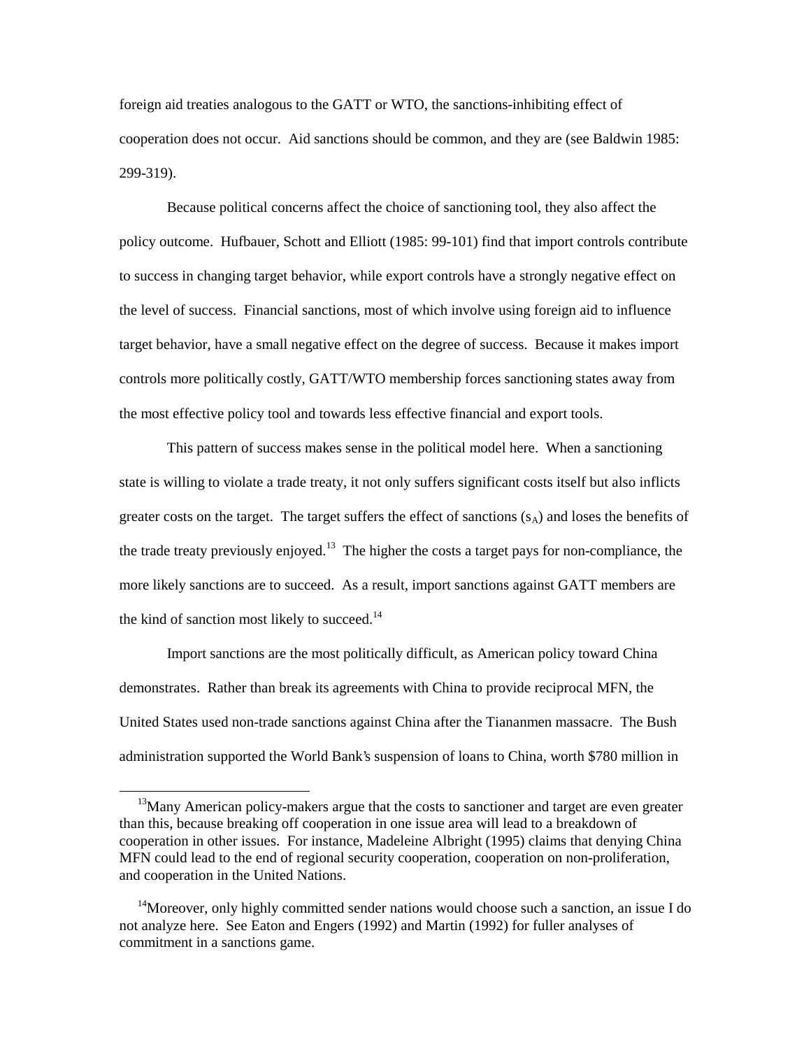foreign aid treaties analogous to the GATT or WTO, the sanctions-inhibiting effect of cooperation does not occur. Aid sanctions should be common, and they are (see Baldwin 1985: 299-319).

Because political concerns affect the choice of sanctioning tool, they also affect the policy outcome. Hufbauer, Schott and Elliott (1985: 99-101) find that import controls contribute to success in changing target behavior, while export controls have a strongly negative effect on the level of success. Financial sanctions, most of which involve using foreign aid to influence target behavior, have a small negative effect on the degree of success. Because it makes import controls more politically costly, GATT/WTO membership forces sanctioning states away from the most effective policy tool and towards less effective financial and export tools.

This pattern of success makes sense in the political model here. When a sanctioning state is willing to violate a trade treaty, it not only suffers significant costs itself but also inflicts greater costs on the target. The target suffers the effect of sanctions ($s_A$) and loses the benefits of the trade treaty previously enjoyed.[13] The higher the costs a target pays for non-compliance, the more likely sanctions are to succeed. As a result, import sanctions against GATT members are the kind of sanction most likely to succeed.[14]

Import sanctions are the most politically difficult, as American policy toward China demonstrates. Rather than break its agreements with China to provide reciprocal MFN, the United States used non-trade sanctions against China after the Tiananmen massacre. The Bush administration supported the World Bank's suspension of loans to China, worth $780 million in

[13] Many American policy-makers argue that the costs to sanctioner and target are even greater than this, because breaking off cooperation in one issue area will lead to a breakdown of cooperation in other issues. For instance, Madeleine Albright (1995) claims that denying China MFN could lead to the end of regional security cooperation, cooperation on non-proliferation, and cooperation in the United Nations.

[14] Moreover, only highly committed sender nations would choose such a sanction, an issue I do not analyze here. See Eaton and Engers (1992) and Martin (1992) for fuller analyses of commitment in a sanctions game.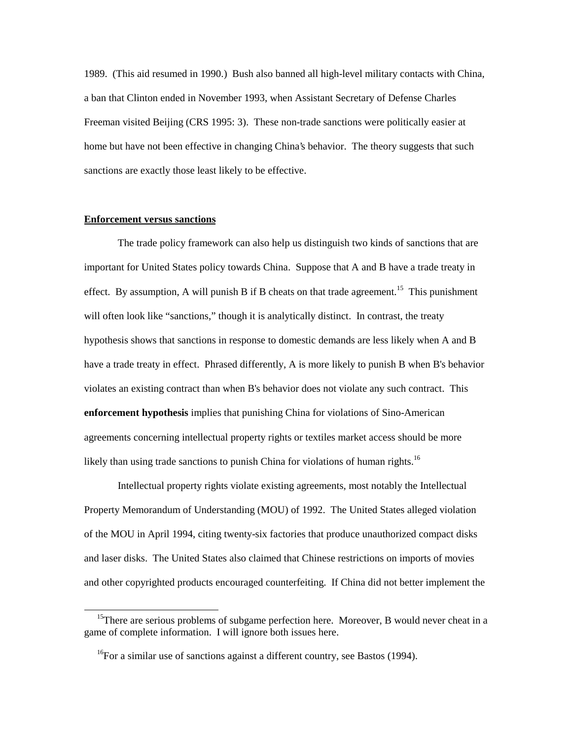1989. (This aid resumed in 1990.) Bush also banned all high-level military contacts with China, a ban that Clinton ended in November 1993, when Assistant Secretary of Defense Charles Freeman visited Beijing (CRS 1995: 3). These non-trade sanctions were politically easier at home but have not been effective in changing China's behavior. The theory suggests that such sanctions are exactly those least likely to be effective.

## Enforcement versus sanctions

The trade policy framework can also help us distinguish two kinds of sanctions that are important for United States policy towards China. Suppose that A and B have a trade treaty in effect. By assumption, A will punish B if B cheats on that trade agreement.[15] This punishment will often look like "sanctions," though it is analytically distinct. In contrast, the treaty hypothesis shows that sanctions in response to domestic demands are less likely when A and B have a trade treaty in effect. Phrased differently, A is more likely to punish B when B's behavior violates an existing contract than when B's behavior does not violate any such contract. This **enforcement hypothesis** implies that punishing China for violations of Sino-American agreements concerning intellectual property rights or textiles market access should be more likely than using trade sanctions to punish China for violations of human rights.[16]

Intellectual property rights violate existing agreements, most notably the Intellectual Property Memorandum of Understanding (MOU) of 1992. The United States alleged violation of the MOU in April 1994, citing twenty-six factories that produce unauthorized compact disks and laser disks. The United States also claimed that Chinese restrictions on imports of movies and other copyrighted products encouraged counterfeiting. If China did not better implement the

[15] There are serious problems of subgame perfection here. Moreover, B would never cheat in a game of complete information. I will ignore both issues here.

[16] For a similar use of sanctions against a different country, see Bastos (1994).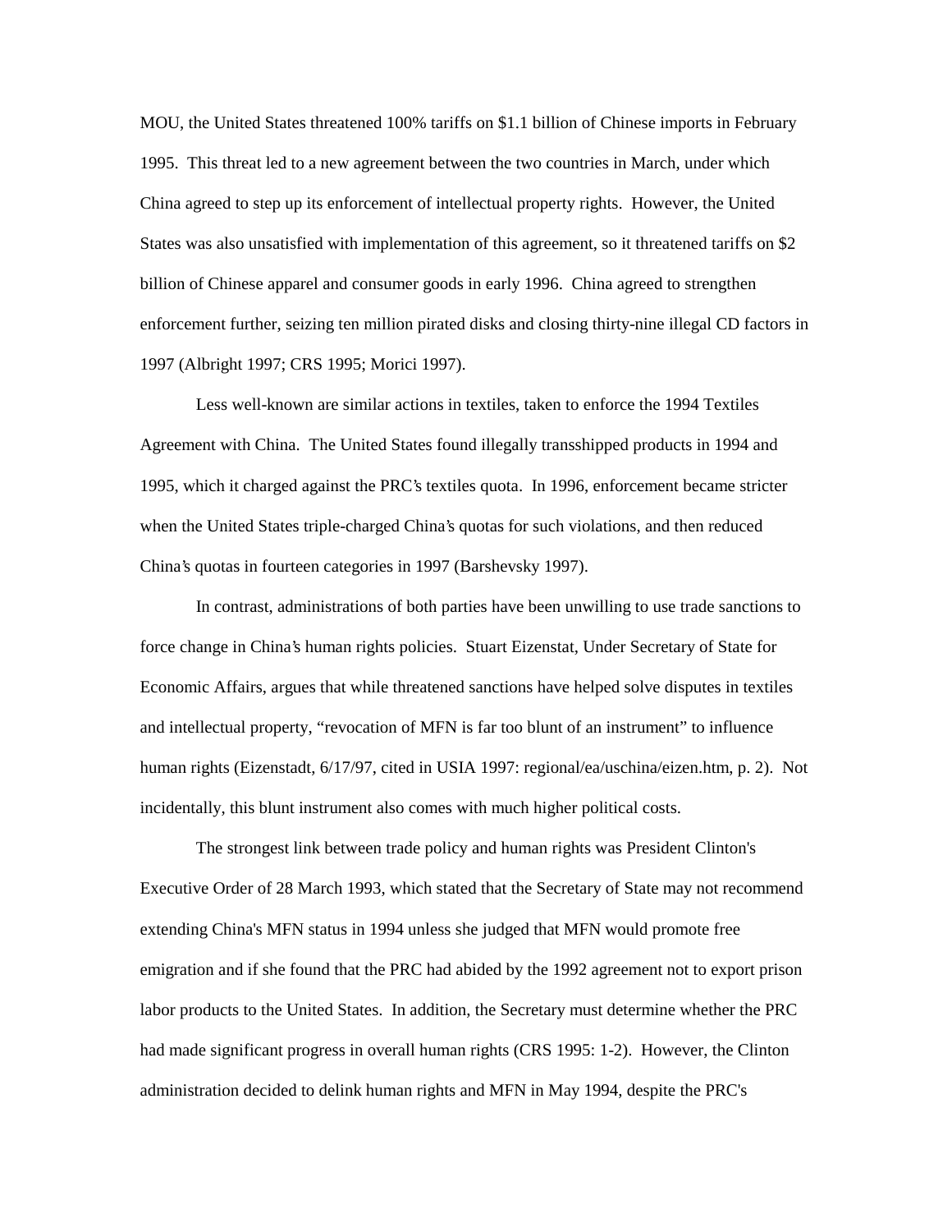MOU, the United States threatened 100% tariffs on $1.1 billion of Chinese imports in February 1995. This threat led to a new agreement between the two countries in March, under which China agreed to step up its enforcement of intellectual property rights. However, the United States was also unsatisfied with implementation of this agreement, so it threatened tariffs on $2 billion of Chinese apparel and consumer goods in early 1996. China agreed to strengthen enforcement further, seizing ten million pirated disks and closing thirty-nine illegal CD factors in 1997 (Albright 1997; CRS 1995; Morici 1997).

Less well-known are similar actions in textiles, taken to enforce the 1994 Textiles Agreement with China. The United States found illegally transshipped products in 1994 and 1995, which it charged against the PRC's textiles quota. In 1996, enforcement became stricter when the United States triple-charged China's quotas for such violations, and then reduced China's quotas in fourteen categories in 1997 (Barshevsky 1997).

In contrast, administrations of both parties have been unwilling to use trade sanctions to force change in China's human rights policies. Stuart Eizenstat, Under Secretary of State for Economic Affairs, argues that while threatened sanctions have helped solve disputes in textiles and intellectual property, "revocation of MFN is far too blunt of an instrument" to influence human rights (Eizenstadt, 6/17/97, cited in USIA 1997: regional/ea/uschina/eizen.htm, p. 2). Not incidentally, this blunt instrument also comes with much higher political costs.

The strongest link between trade policy and human rights was President Clinton's Executive Order of 28 March 1993, which stated that the Secretary of State may not recommend extending China's MFN status in 1994 unless she judged that MFN would promote free emigration and if she found that the PRC had abided by the 1992 agreement not to export prison labor products to the United States. In addition, the Secretary must determine whether the PRC had made significant progress in overall human rights (CRS 1995: 1-2). However, the Clinton administration decided to delink human rights and MFN in May 1994, despite the PRC's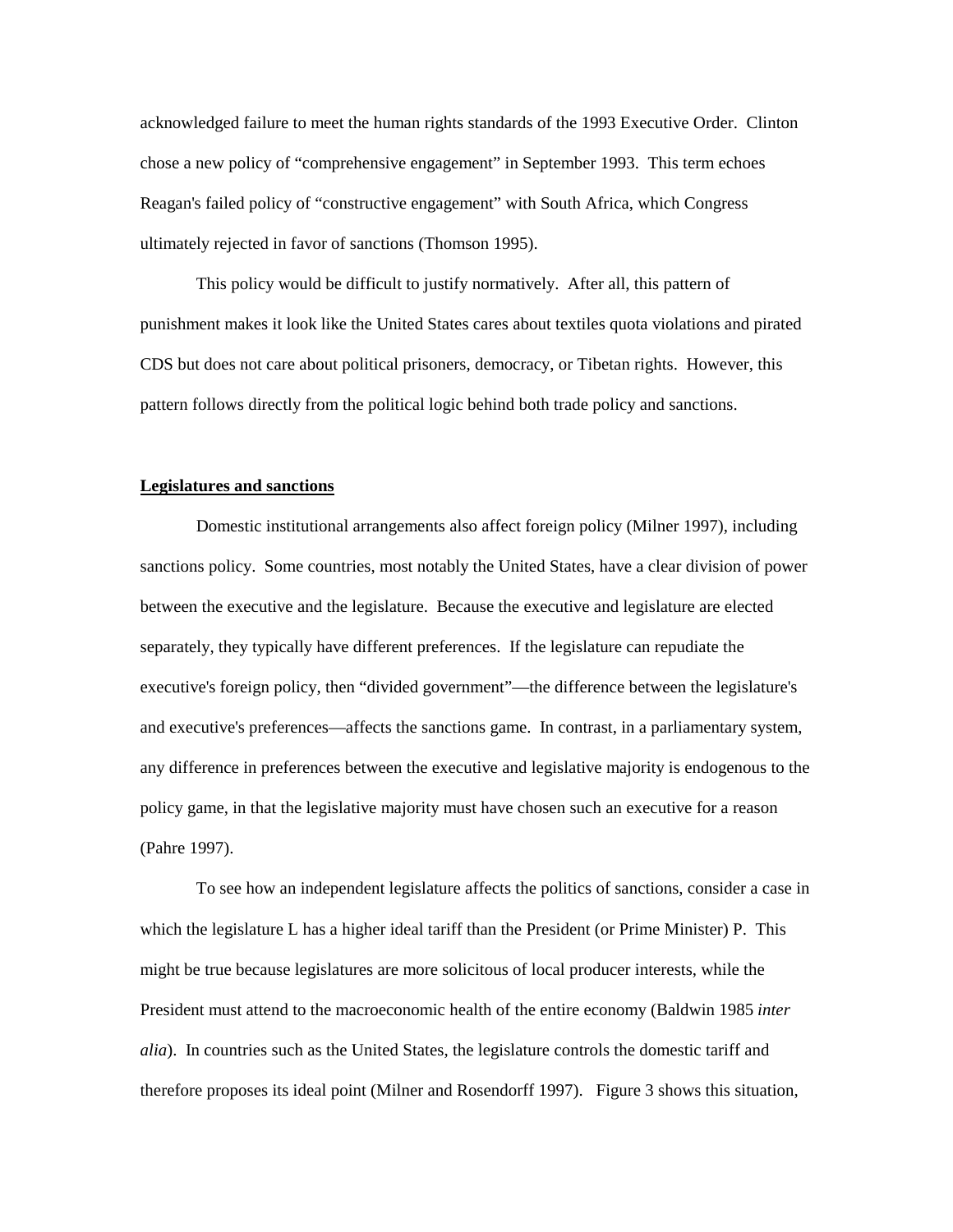acknowledged failure to meet the human rights standards of the 1993 Executive Order. Clinton chose a new policy of "comprehensive engagement" in September 1993. This term echoes Reagan's failed policy of "constructive engagement" with South Africa, which Congress ultimately rejected in favor of sanctions (Thomson 1995).

This policy would be difficult to justify normatively. After all, this pattern of punishment makes it look like the United States cares about textiles quota violations and pirated CDS but does not care about political prisoners, democracy, or Tibetan rights. However, this pattern follows directly from the political logic behind both trade policy and sanctions.

## Legislatures and sanctions

Domestic institutional arrangements also affect foreign policy (Milner 1997), including sanctions policy. Some countries, most notably the United States, have a clear division of power between the executive and the legislature. Because the executive and legislature are elected separately, they typically have different preferences. If the legislature can repudiate the executive's foreign policy, then "divided government"—the difference between the legislature's and executive's preferences—affects the sanctions game. In contrast, in a parliamentary system, any difference in preferences between the executive and legislative majority is endogenous to the policy game, in that the legislative majority must have chosen such an executive for a reason (Pahre 1997).

To see how an independent legislature affects the politics of sanctions, consider a case in which the legislature L has a higher ideal tariff than the President (or Prime Minister) P. This might be true because legislatures are more solicitous of local producer interests, while the President must attend to the macroeconomic health of the entire economy (Baldwin 1985 *inter alia*). In countries such as the United States, the legislature controls the domestic tariff and therefore proposes its ideal point (Milner and Rosendorff 1997). Figure 3 shows this situation,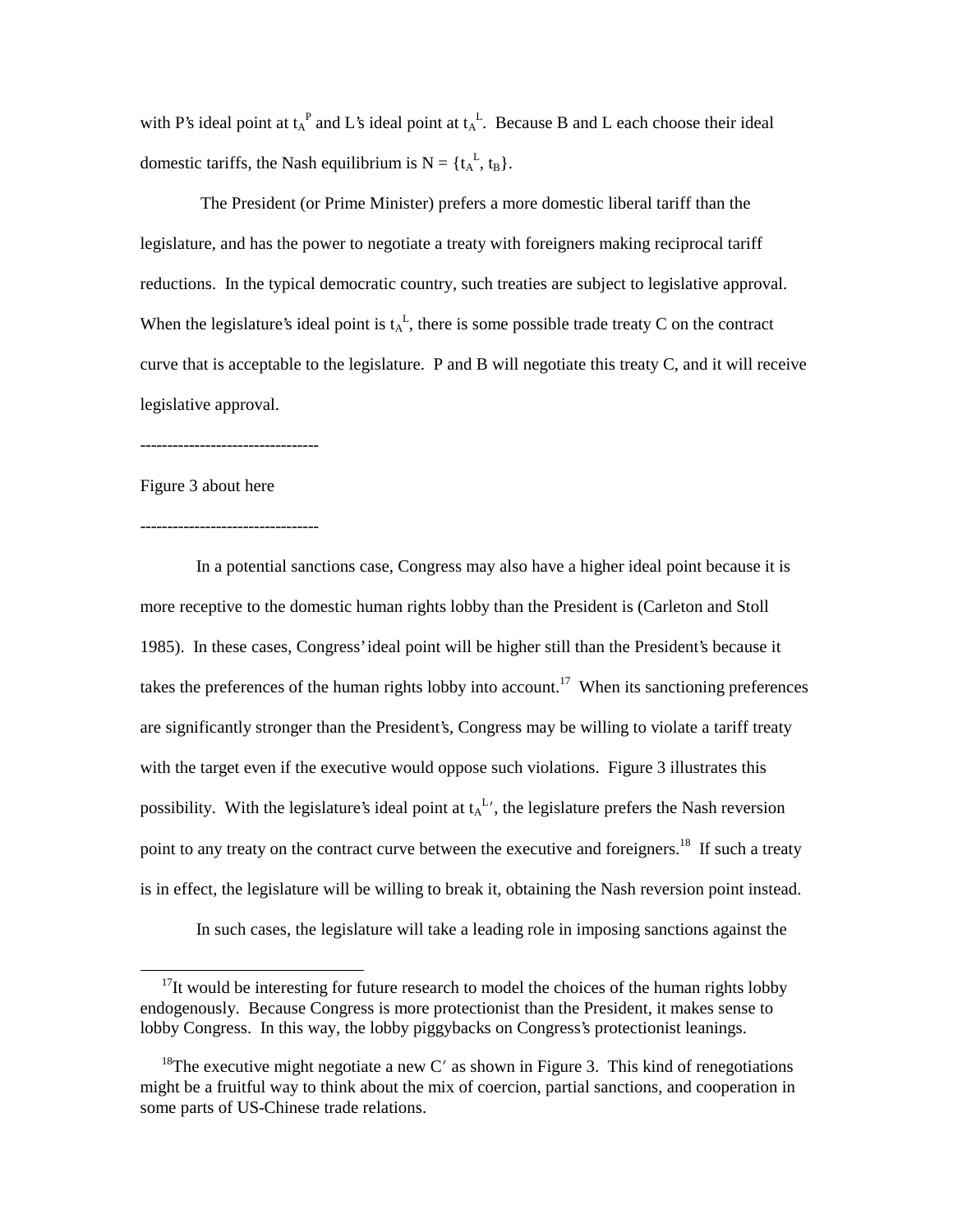with P's ideal point at $t_A^P$ and L's ideal point at $t_A^L$. Because B and L each choose their ideal domestic tariffs, the Nash equilibrium is N = {$t_A^L$, $t_B$}.

The President (or Prime Minister) prefers a more domestic liberal tariff than the legislature, and has the power to negotiate a treaty with foreigners making reciprocal tariff reductions. In the typical democratic country, such treaties are subject to legislative approval. When the legislature's ideal point is $t_A^L$, there is some possible trade treaty C on the contract curve that is acceptable to the legislature. P and B will negotiate this treaty C, and it will receive legislative approval.

--------------------------------

Figure 3 about here

--------------------------------

In a potential sanctions case, Congress may also have a higher ideal point because it is more receptive to the domestic human rights lobby than the President is (Carleton and Stoll 1985). In these cases, Congress' ideal point will be higher still than the President's because it takes the preferences of the human rights lobby into account.[17] When its sanctioning preferences are significantly stronger than the President's, Congress may be willing to violate a tariff treaty with the target even if the executive would oppose such violations. Figure 3 illustrates this possibility. With the legislature's ideal point at $t_A^{L\prime}$, the legislature prefers the Nash reversion point to any treaty on the contract curve between the executive and foreigners.[18] If such a treaty is in effect, the legislature will be willing to break it, obtaining the Nash reversion point instead.

In such cases, the legislature will take a leading role in imposing sanctions against the

[17]It would be interesting for future research to model the choices of the human rights lobby endogenously. Because Congress is more protectionist than the President, it makes sense to lobby Congress. In this way, the lobby piggybacks on Congress's protectionist leanings.

[18]The executive might negotiate a new C′ as shown in Figure 3. This kind of renegotiations might be a fruitful way to think about the mix of coercion, partial sanctions, and cooperation in some parts of US-Chinese trade relations.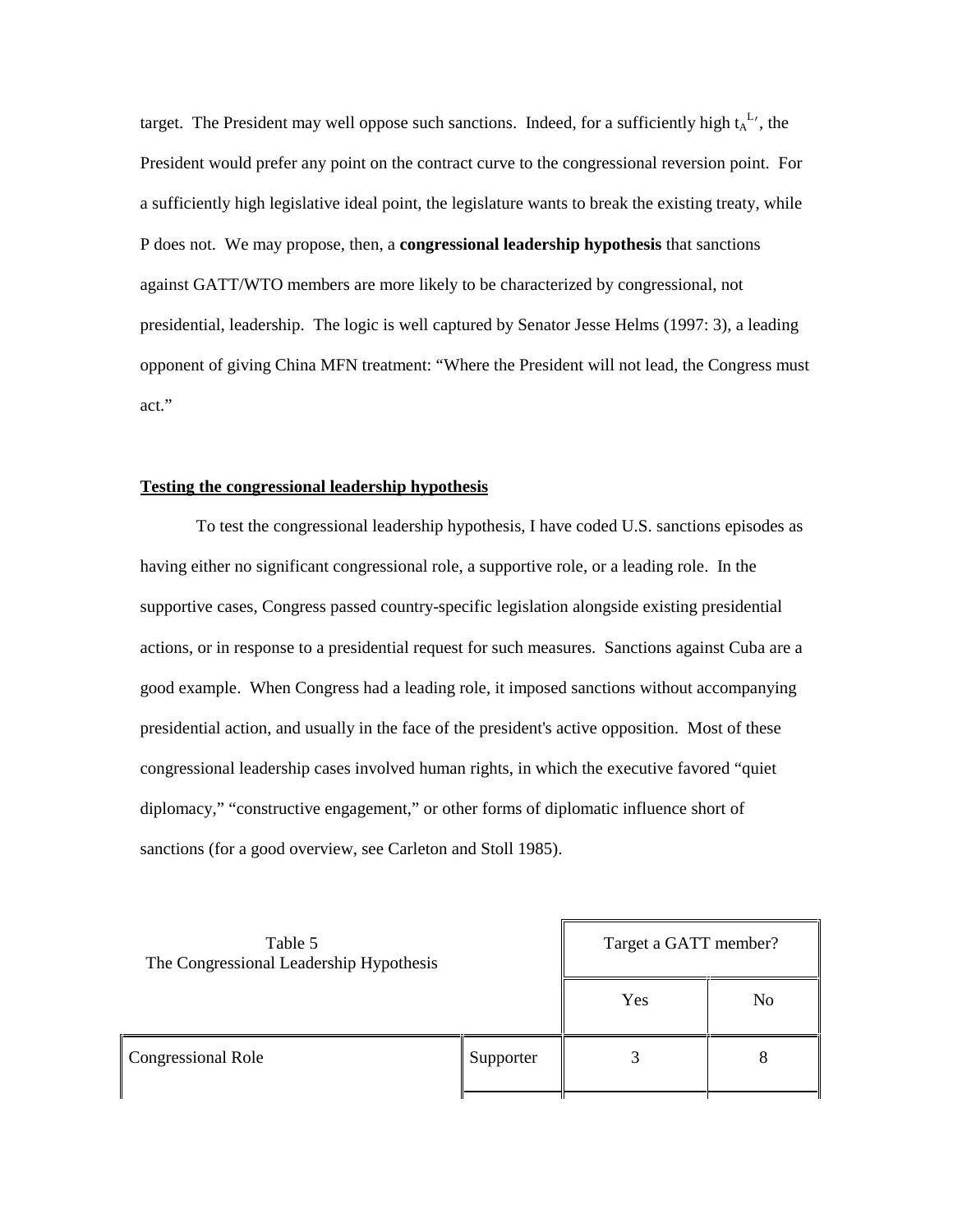target. The President may well oppose such sanctions. Indeed, for a sufficiently high $t_A^{L\prime}$, the President would prefer any point on the contract curve to the congressional reversion point. For a sufficiently high legislative ideal point, the legislature wants to break the existing treaty, while P does not. We may propose, then, a **congressional leadership hypothesis** that sanctions against GATT/WTO members are more likely to be characterized by congressional, not presidential, leadership. The logic is well captured by Senator Jesse Helms (1997: 3), a leading opponent of giving China MFN treatment: "Where the President will not lead, the Congress must act."

## Testing the congressional leadership hypothesis

To test the congressional leadership hypothesis, I have coded U.S. sanctions episodes as having either no significant congressional role, a supportive role, or a leading role. In the supportive cases, Congress passed country-specific legislation alongside existing presidential actions, or in response to a presidential request for such measures. Sanctions against Cuba are a good example. When Congress had a leading role, it imposed sanctions without accompanying presidential action, and usually in the face of the president's active opposition. Most of these congressional leadership cases involved human rights, in which the executive favored "quiet diplomacy," "constructive engagement," or other forms of diplomatic influence short of sanctions (for a good overview, see Carleton and Stoll 1985).

Table 5
The Congressional Leadership Hypothesis

| | | Target a GATT member? | |
|---|---|---|---|
| | | Yes | No |
| Congressional Role | Supporter | 3 | 8 |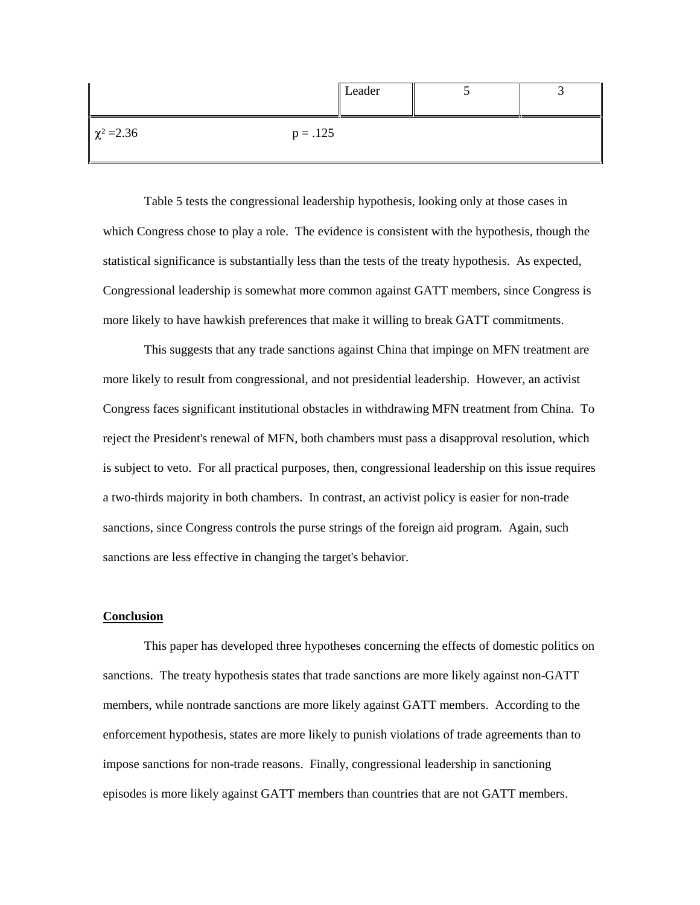| | Leader | 5 | 3 |
|---|---|---|---|
| $\chi^2 = 2.36$ $p = .125$ | | | |

Table 5 tests the congressional leadership hypothesis, looking only at those cases in which Congress chose to play a role. The evidence is consistent with the hypothesis, though the statistical significance is substantially less than the tests of the treaty hypothesis. As expected, Congressional leadership is somewhat more common against GATT members, since Congress is more likely to have hawkish preferences that make it willing to break GATT commitments.

This suggests that any trade sanctions against China that impinge on MFN treatment are more likely to result from congressional, and not presidential leadership. However, an activist Congress faces significant institutional obstacles in withdrawing MFN treatment from China. To reject the President's renewal of MFN, both chambers must pass a disapproval resolution, which is subject to veto. For all practical purposes, then, congressional leadership on this issue requires a two-thirds majority in both chambers. In contrast, an activist policy is easier for non-trade sanctions, since Congress controls the purse strings of the foreign aid program. Again, such sanctions are less effective in changing the target's behavior.

## Conclusion

This paper has developed three hypotheses concerning the effects of domestic politics on sanctions. The treaty hypothesis states that trade sanctions are more likely against non-GATT members, while nontrade sanctions are more likely against GATT members. According to the enforcement hypothesis, states are more likely to punish violations of trade agreements than to impose sanctions for non-trade reasons. Finally, congressional leadership in sanctioning episodes is more likely against GATT members than countries that are not GATT members.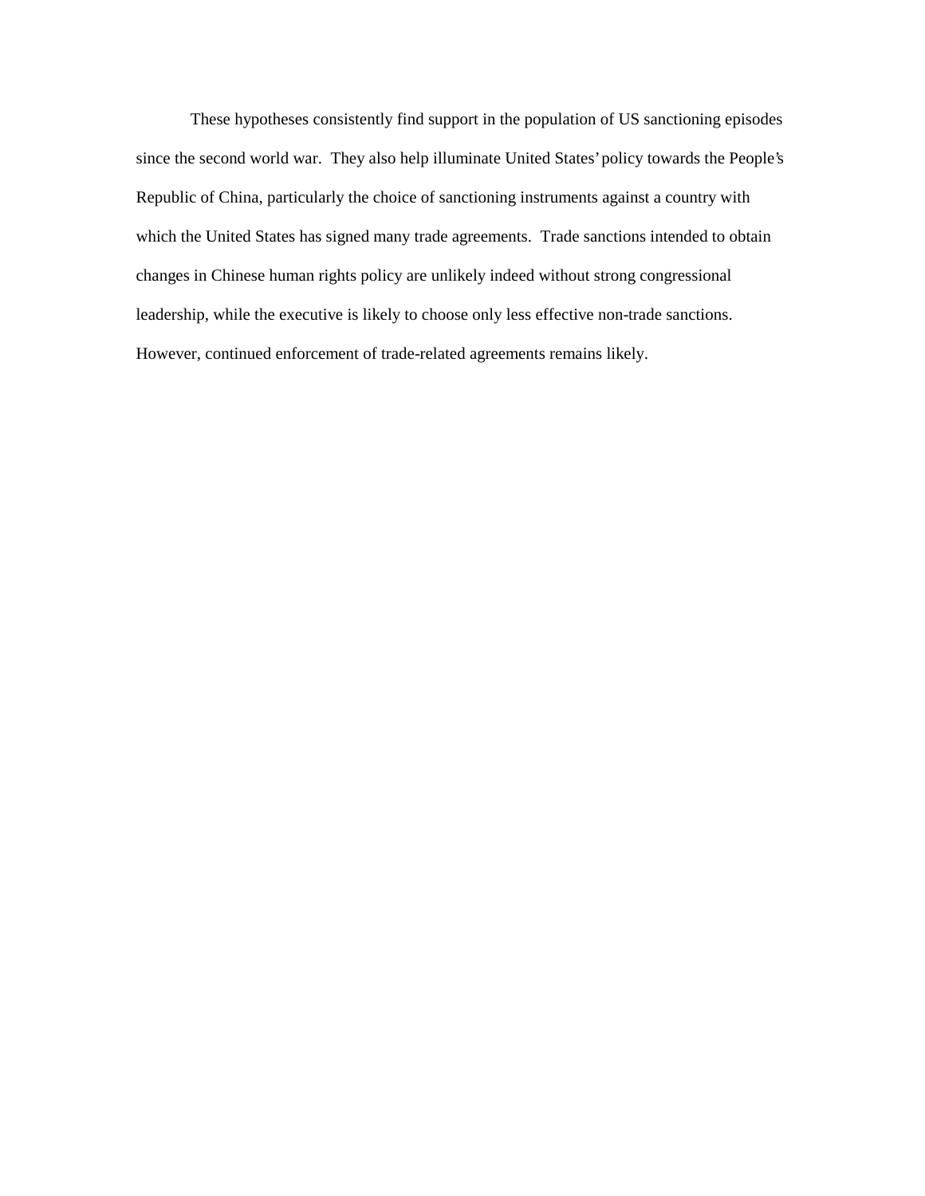These hypotheses consistently find support in the population of US sanctioning episodes since the second world war. They also help illuminate United States' policy towards the People's Republic of China, particularly the choice of sanctioning instruments against a country with which the United States has signed many trade agreements. Trade sanctions intended to obtain changes in Chinese human rights policy are unlikely indeed without strong congressional leadership, while the executive is likely to choose only less effective non-trade sanctions. However, continued enforcement of trade-related agreements remains likely.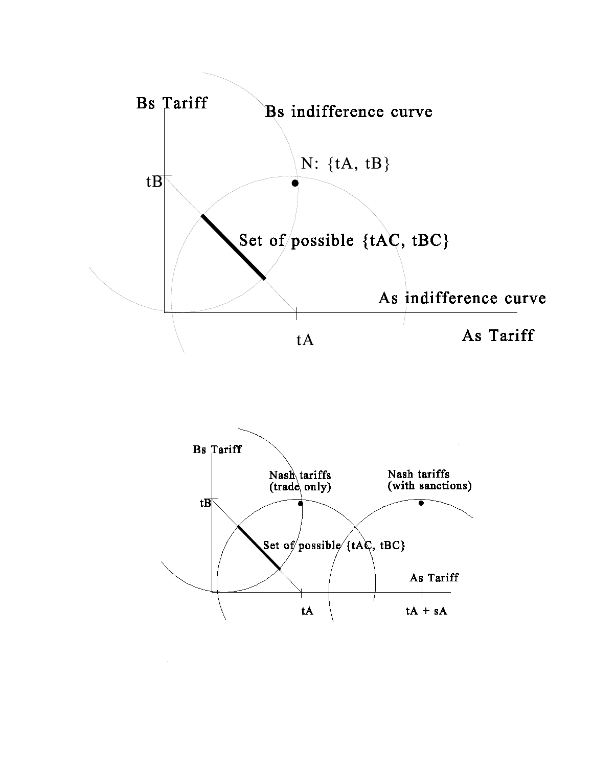Bs Tariff

Bs indifference curve

N: {tA, tB}

tB

Set of possible {tAC, tBC}

As indifference curve

tA

As Tariff

Bs Tariff

Nash tariffs (trade only)

Nash tariffs (with sanctions)

tB

Set of possible {tAC, tBC}

As Tariff

tA

tA + sA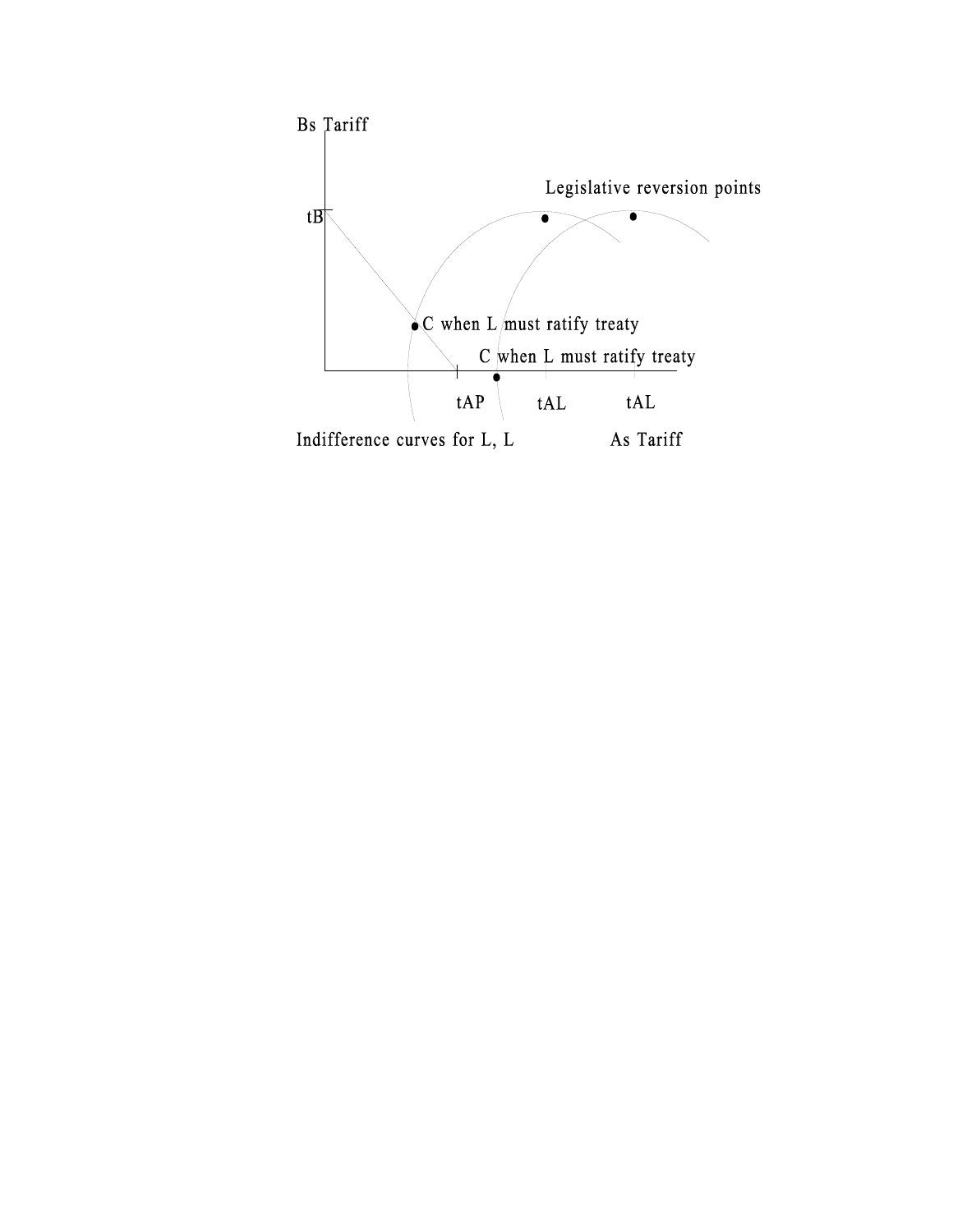Bs Tariff

tB

Legislative reversion points

C when L must ratify treaty

C when L must ratify treaty

tAP tAL tAL

Indifference curves for L, L

As Tariff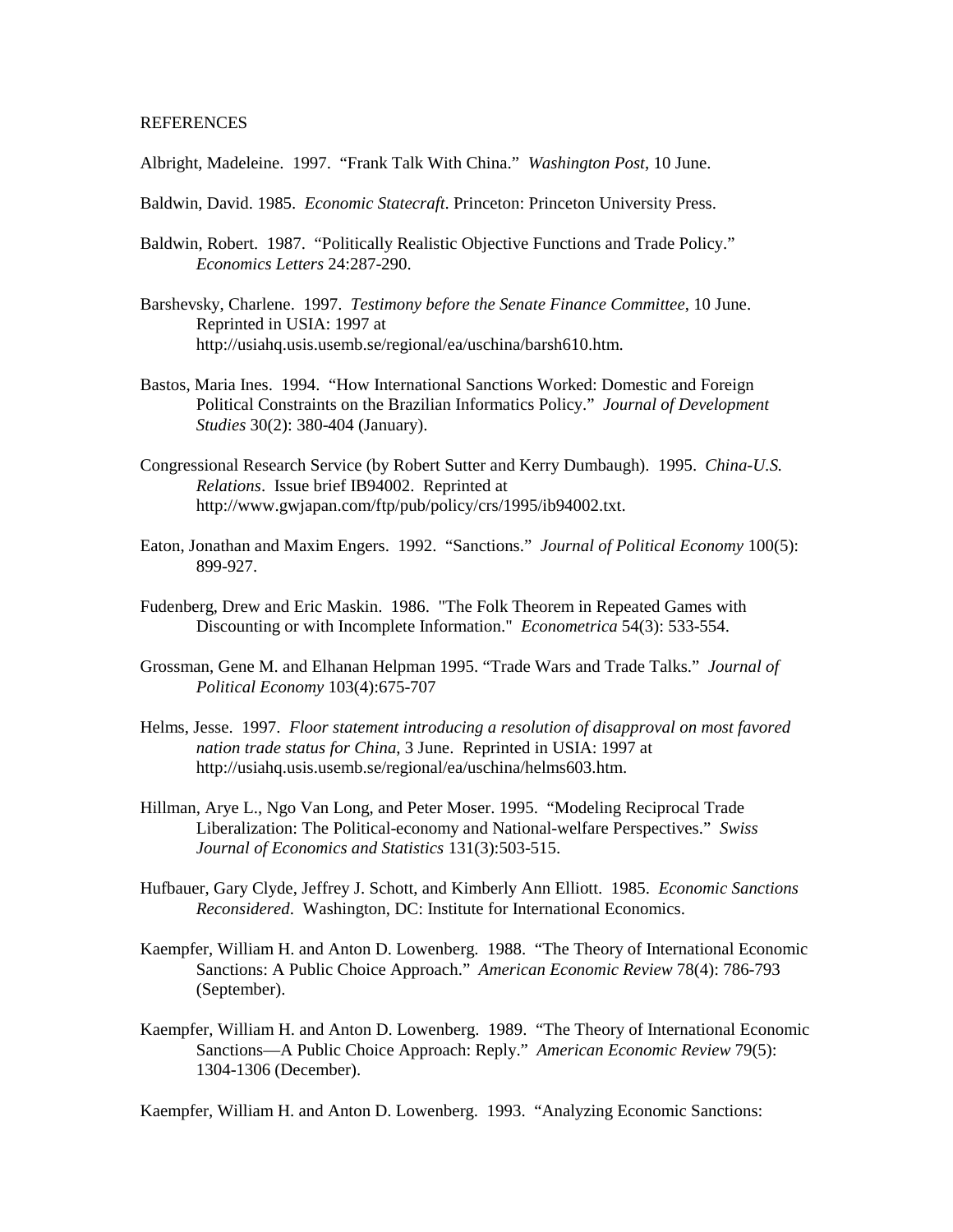REFERENCES

Albright, Madeleine. 1997. "Frank Talk With China." *Washington Post*, 10 June.

Baldwin, David. 1985. *Economic Statecraft*. Princeton: Princeton University Press.

Baldwin, Robert. 1987. "Politically Realistic Objective Functions and Trade Policy." *Economics Letters* 24:287-290.

Barshevsky, Charlene. 1997. *Testimony before the Senate Finance Committee*, 10 June. Reprinted in USIA: 1997 at http://usiahq.usis.usemb.se/regional/ea/uschina/barsh610.htm.

Bastos, Maria Ines. 1994. "How International Sanctions Worked: Domestic and Foreign Political Constraints on the Brazilian Informatics Policy." *Journal of Development Studies* 30(2): 380-404 (January).

Congressional Research Service (by Robert Sutter and Kerry Dumbaugh). 1995. *China-U.S. Relations*. Issue brief IB94002. Reprinted at http://www.gwjapan.com/ftp/pub/policy/crs/1995/ib94002.txt.

Eaton, Jonathan and Maxim Engers. 1992. "Sanctions." *Journal of Political Economy* 100(5): 899-927.

Fudenberg, Drew and Eric Maskin. 1986. "The Folk Theorem in Repeated Games with Discounting or with Incomplete Information." *Econometrica* 54(3): 533-554.

Grossman, Gene M. and Elhanan Helpman 1995. "Trade Wars and Trade Talks." *Journal of Political Economy* 103(4):675-707

Helms, Jesse. 1997. *Floor statement introducing a resolution of disapproval on most favored nation trade status for China*, 3 June. Reprinted in USIA: 1997 at http://usiahq.usis.usemb.se/regional/ea/uschina/helms603.htm.

Hillman, Arye L., Ngo Van Long, and Peter Moser. 1995. "Modeling Reciprocal Trade Liberalization: The Political-economy and National-welfare Perspectives." *Swiss Journal of Economics and Statistics* 131(3):503-515.

Hufbauer, Gary Clyde, Jeffrey J. Schott, and Kimberly Ann Elliott. 1985. *Economic Sanctions Reconsidered*. Washington, DC: Institute for International Economics.

Kaempfer, William H. and Anton D. Lowenberg. 1988. "The Theory of International Economic Sanctions: A Public Choice Approach." *American Economic Review* 78(4): 786-793 (September).

Kaempfer, William H. and Anton D. Lowenberg. 1989. "The Theory of International Economic Sanctions—A Public Choice Approach: Reply." *American Economic Review* 79(5): 1304-1306 (December).

Kaempfer, William H. and Anton D. Lowenberg. 1993. "Analyzing Economic Sanctions: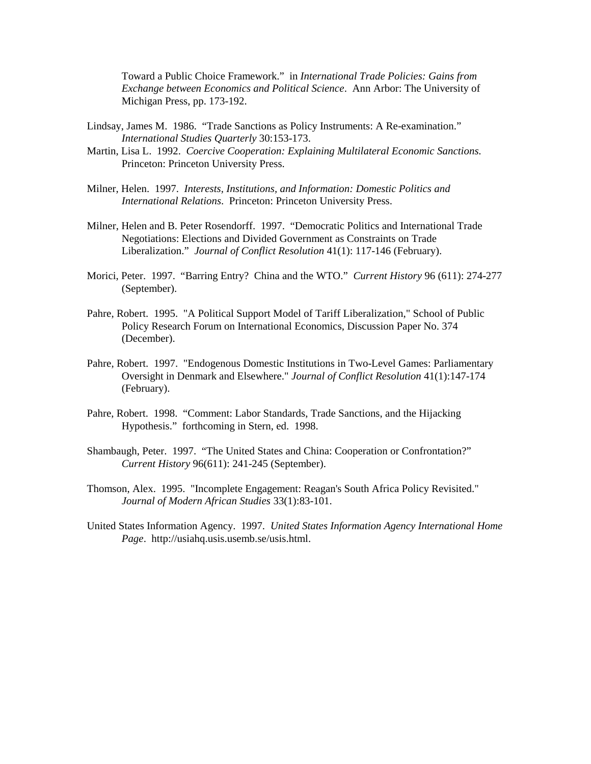Toward a Public Choice Framework." in *International Trade Policies: Gains from Exchange between Economics and Political Science*. Ann Arbor: The University of Michigan Press, pp. 173-192.

Lindsay, James M. 1986. "Trade Sanctions as Policy Instruments: A Re-examination." *International Studies Quarterly* 30:153-173.

Martin, Lisa L. 1992. *Coercive Cooperation: Explaining Multilateral Economic Sanctions.* Princeton: Princeton University Press.

Milner, Helen. 1997. *Interests, Institutions, and Information: Domestic Politics and International Relations*. Princeton: Princeton University Press.

Milner, Helen and B. Peter Rosendorff. 1997. "Democratic Politics and International Trade Negotiations: Elections and Divided Government as Constraints on Trade Liberalization." *Journal of Conflict Resolution* 41(1): 117-146 (February).

Morici, Peter. 1997. "Barring Entry? China and the WTO." *Current History* 96 (611): 274-277 (September).

Pahre, Robert. 1995. "A Political Support Model of Tariff Liberalization," School of Public Policy Research Forum on International Economics, Discussion Paper No. 374 (December).

Pahre, Robert. 1997. "Endogenous Domestic Institutions in Two-Level Games: Parliamentary Oversight in Denmark and Elsewhere." *Journal of Conflict Resolution* 41(1):147-174 (February).

Pahre, Robert. 1998. "Comment: Labor Standards, Trade Sanctions, and the Hijacking Hypothesis." forthcoming in Stern, ed. 1998.

Shambaugh, Peter. 1997. "The United States and China: Cooperation or Confrontation?" *Current History* 96(611): 241-245 (September).

Thomson, Alex. 1995. "Incomplete Engagement: Reagan's South Africa Policy Revisited." *Journal of Modern African Studies* 33(1):83-101.

United States Information Agency. 1997. *United States Information Agency International Home Page*. http://usiahq.usis.usemb.se/usis.html.